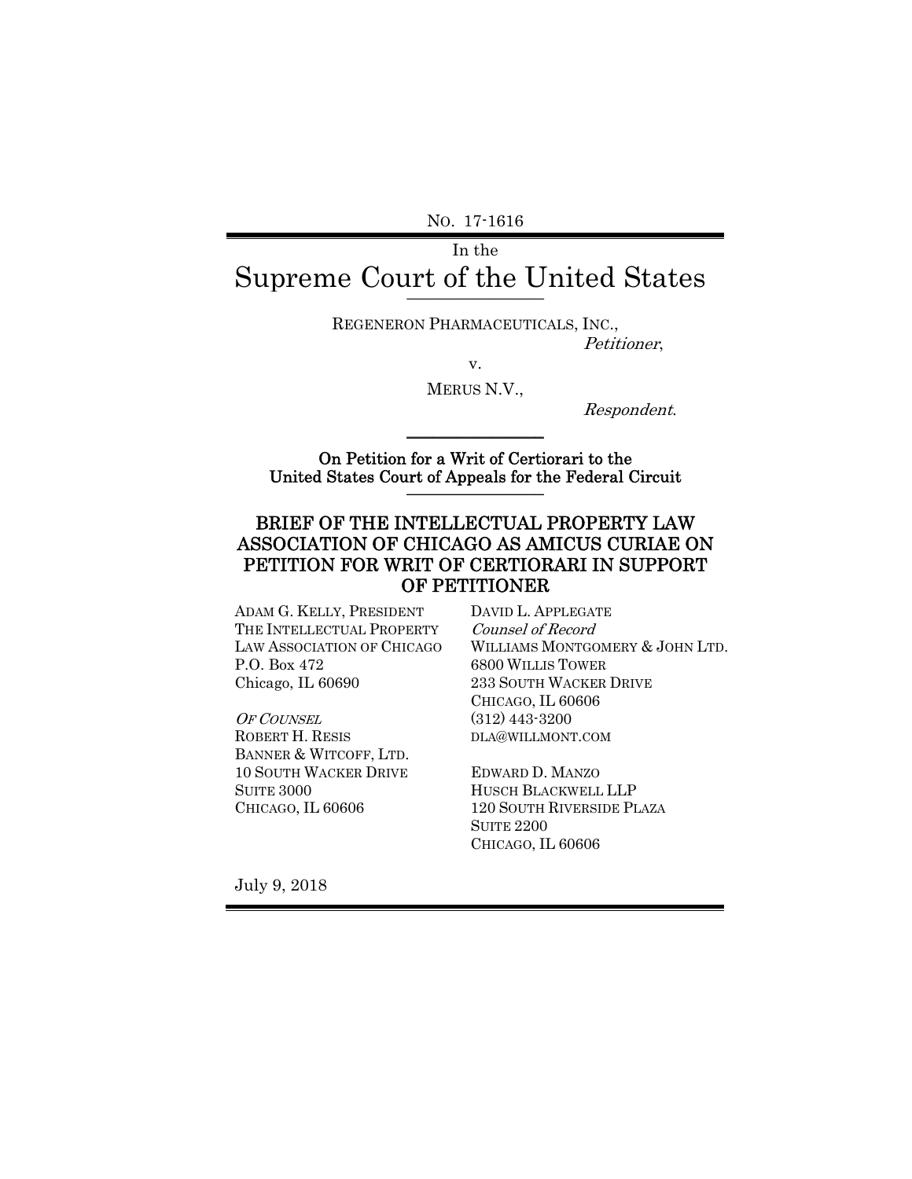No. 17-1616

In the

# Supreme Court of the United States

REGENERON PHARMACEUTICALS, INC.,
*Petitioner*,

v.

MERUS N.V.,
*Respondent*.

**On Petition for a Writ of Certiorari to the United States Court of Appeals for the Federal Circuit**

## BRIEF OF THE INTELLECTUAL PROPERTY LAW ASSOCIATION OF CHICAGO AS AMICUS CURIAE ON PETITION FOR WRIT OF CERTIORARI IN SUPPORT OF PETITIONER

ADAM G. KELLY, PRESIDENT
THE INTELLECTUAL PROPERTY LAW ASSOCIATION OF CHICAGO
P.O. Box 472
Chicago, IL 60690

*OF COUNSEL*
ROBERT H. RESIS
BANNER & WITCOFF, LTD.
10 SOUTH WACKER DRIVE
SUITE 3000
CHICAGO, IL 60606

DAVID L. APPLEGATE
*Counsel of Record*
WILLIAMS MONTGOMERY & JOHN LTD.
6800 WILLIS TOWER
233 SOUTH WACKER DRIVE
CHICAGO, IL 60606
(312) 443-3200
DLA@WILLMONT.COM

EDWARD D. MANZO
HUSCH BLACKWELL LLP
120 SOUTH RIVERSIDE PLAZA
SUITE 2200
CHICAGO, IL 60606

July 9, 2018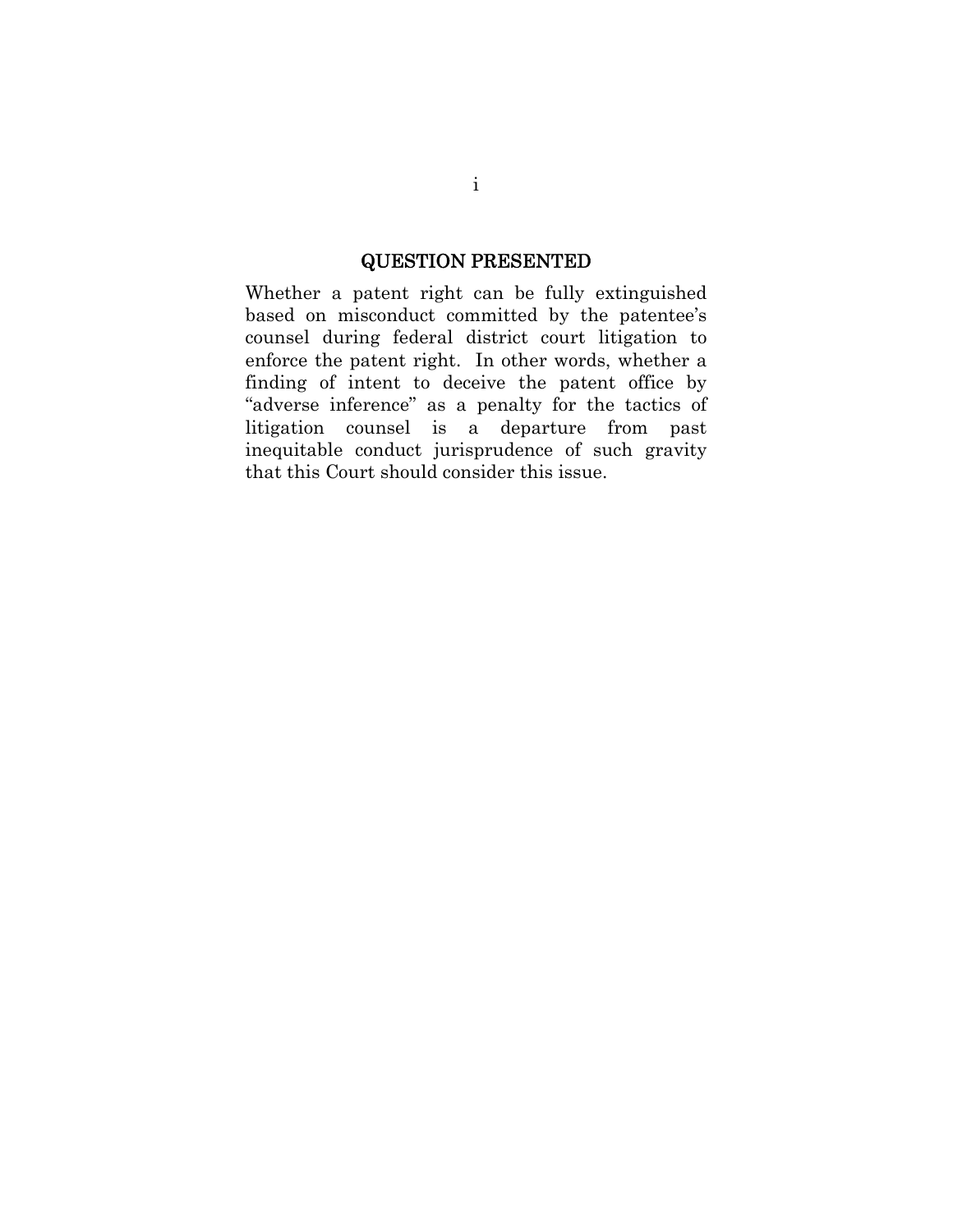## QUESTION PRESENTED

Whether a patent right can be fully extinguished based on misconduct committed by the patentee's counsel during federal district court litigation to enforce the patent right. In other words, whether a finding of intent to deceive the patent office by "adverse inference" as a penalty for the tactics of litigation counsel is a departure from past inequitable conduct jurisprudence of such gravity that this Court should consider this issue.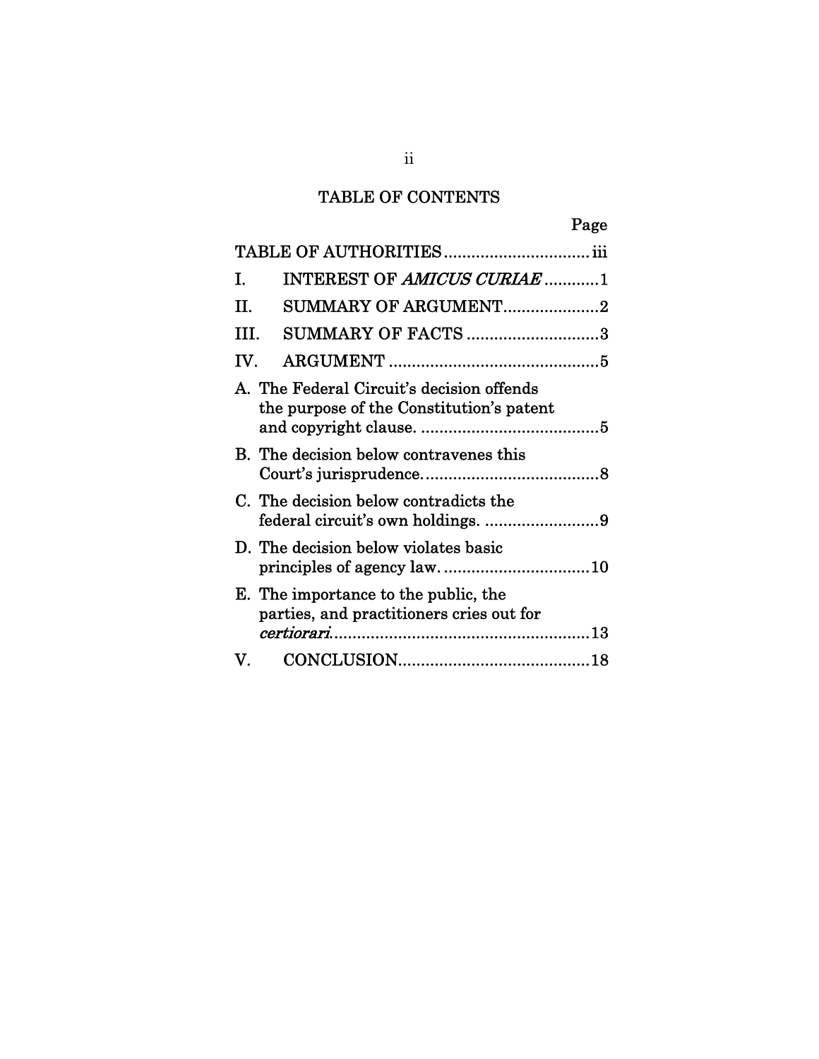# TABLE OF CONTENTS

| | Page |
|---|---|
| TABLE OF AUTHORITIES | iii |
| I. INTEREST OF *AMICUS CURIAE* | 1 |
| II. SUMMARY OF ARGUMENT | 2 |
| III. SUMMARY OF FACTS | 3 |
| IV. ARGUMENT | 5 |
| A. The Federal Circuit's decision offends the purpose of the Constitution's patent and copyright clause. | 5 |
| B. The decision below contravenes this Court's jurisprudence. | 8 |
| C. The decision below contradicts the federal circuit's own holdings. | 9 |
| D. The decision below violates basic principles of agency law. | 10 |
| E. The importance to the public, the parties, and practitioners cries out for *certiorari*. | 13 |
| V. CONCLUSION | 18 |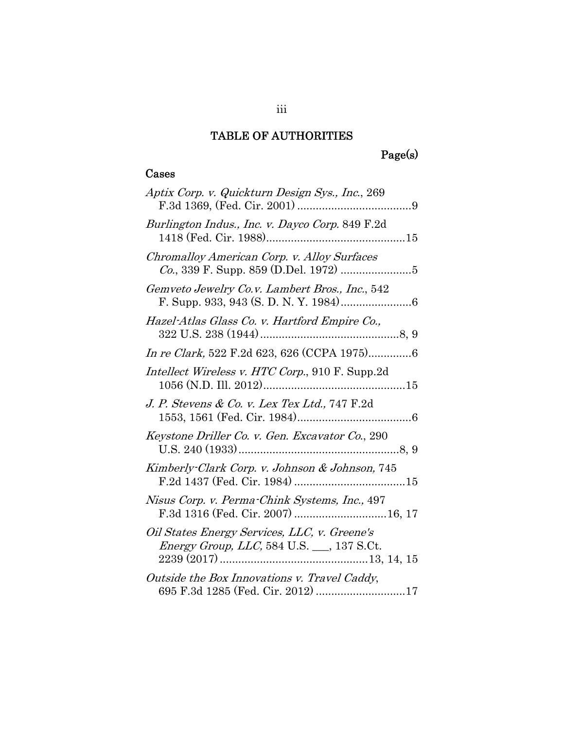# TABLE OF AUTHORITIES

Page(s)

## Cases

*Aptix Corp. v. Quickturn Design Sys., Inc.*, 269 F.3d 1369, (Fed. Cir. 2001) ....................................9

*Burlington Indus., Inc. v. Dayco Corp.* 849 F.2d 1418 (Fed. Cir. 1988).............................................15

*Chromalloy American Corp. v. Alloy Surfaces Co.*, 339 F. Supp. 859 (D.Del. 1972) .......................5

*Gemveto Jewelry Co.v. Lambert Bros., Inc.*, 542 F. Supp. 933, 943 (S. D. N. Y. 1984).......................6

*Hazel-Atlas Glass Co. v. Hartford Empire Co.,* 322 U.S. 238 (1944).............................................8, 9

*In re Clark,* 522 F.2d 623, 626 (CCPA 1975)..............6

*Intellect Wireless v. HTC Corp.*, 910 F. Supp.2d 1056 (N.D. Ill. 2012)..............................................15

*J. P. Stevens & Co. v. Lex Tex Ltd.,* 747 F.2d 1553, 1561 (Fed. Cir. 1984).....................................6

*Keystone Driller Co. v. Gen. Excavator Co.*, 290 U.S. 240 (1933)....................................................8, 9

*Kimberly-Clark Corp. v. Johnson & Johnson,* 745 F.2d 1437 (Fed. Cir. 1984) ....................................15

*Nisus Corp. v. Perma-Chink Systems, Inc.,* 497 F.3d 1316 (Fed. Cir. 2007) .............................16, 17

*Oil States Energy Services, LLC, v. Greene's Energy Group, LLC,* 584 U.S. \_\_\_, 137 S.Ct. 2239 (2017)...............................................13, 14, 15

*Outside the Box Innovations v. Travel Caddy*, 695 F.3d 1285 (Fed. Cir. 2012) .............................17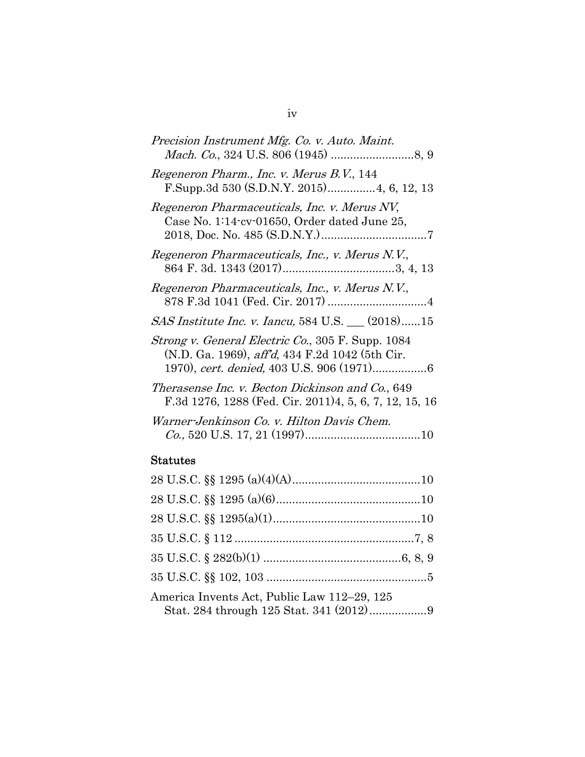*Precision Instrument Mfg. Co. v. Auto. Maint. Mach. Co.*, 324 U.S. 806 (1945) ..........................8, 9

*Regeneron Pharm., Inc. v. Merus B.V.*, 144 F.Supp.3d 530 (S.D.N.Y. 2015)...............4, 6, 12, 13

*Regeneron Pharmaceuticals, Inc. v. Merus NV*, Case No. 1:14-cv-01650, Order dated June 25, 2018, Doc. No. 485 (S.D.N.Y.)................................7

*Regeneron Pharmaceuticals, Inc., v. Merus N.V.*, 864 F. 3d. 1343 (2017)..................................3, 4, 13

*Regeneron Pharmaceuticals, Inc., v. Merus N.V.*, 878 F.3d 1041 (Fed. Cir. 2017) ..............................4

*SAS Institute Inc. v. Iancu*, 584 U.S. ___ (2018)......15

*Strong v. General Electric Co.*, 305 F. Supp. 1084 (N.D. Ga. 1969), *aff'd*, 434 F.2d 1042 (5th Cir. 1970), *cert. denied,* 403 U.S. 906 (1971).................6

*Therasense Inc. v. Becton Dickinson and Co.*, 649 F.3d 1276, 1288 (Fed. Cir. 2011)4, 5, 6, 7, 12, 15, 16

*Warner-Jenkinson Co. v. Hilton Davis Chem. Co.,* 520 U.S. 17, 21 (1997)....................................10

## Statutes

28 U.S.C. §§ 1295 (a)(4)(A)........................................10

28 U.S.C. §§ 1295 (a)(6).............................................10

28 U.S.C. §§ 1295(a)(1)..............................................10

35 U.S.C. § 112 ........................................................7, 8

35 U.S.C. § 282(b)(1) ..........................................6, 8, 9

35 U.S.C. §§ 102, 103 ..................................................5

America Invents Act, Public Law 112–29, 125 Stat. 284 through 125 Stat. 341 (2012)..................9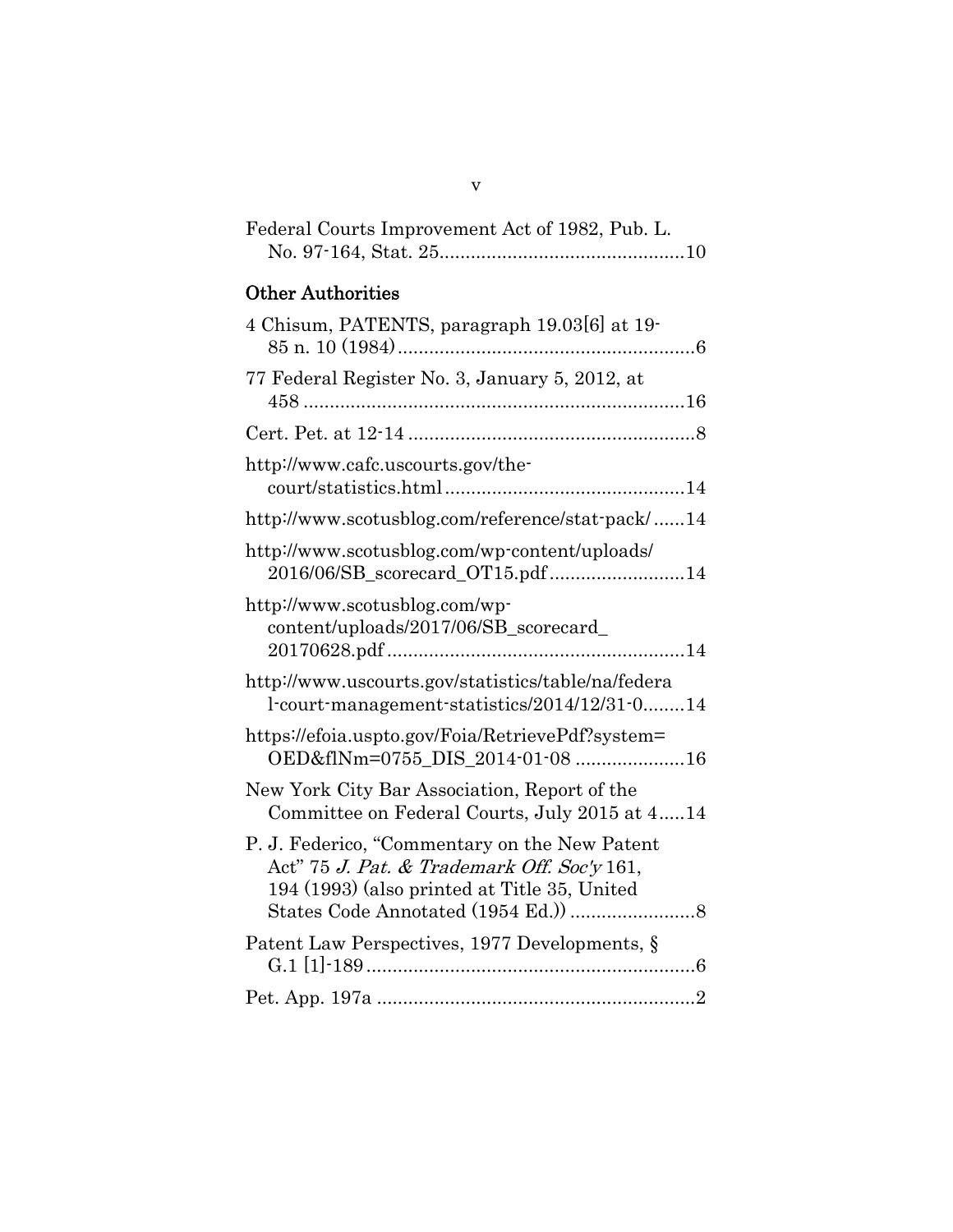Federal Courts Improvement Act of 1982, Pub. L. No. 97-164, Stat. 25..............................................10

## Other Authorities

4 Chisum, PATENTS, paragraph 19.03[6] at 19-85 n. 10 (1984)........................................................6

77 Federal Register No. 3, January 5, 2012, at 458 ........................................................................16

Cert. Pet. at 12-14 .......................................................8

http://www.cafc.uscourts.gov/the-court/statistics.html.............................................14

http://www.scotusblog.com/reference/stat-pack/......14

http://www.scotusblog.com/wp-content/uploads/2016/06/SB_scorecard_OT15.pdf..........................14

http://www.scotusblog.com/wp-content/uploads/2017/06/SB_scorecard_20170628.pdf.........................................................14

http://www.uscourts.gov/statistics/table/na/federal-court-management-statistics/2014/12/31-0........14

https://efoia.uspto.gov/Foia/RetrievePdf?system=OED&flNm=0755_DIS_2014-01-08 ....................16

New York City Bar Association, Report of the Committee on Federal Courts, July 2015 at 4.....14

P. J. Federico, "Commentary on the New Patent Act" 75 *J. Pat. & Trademark Off. Soc'y* 161, 194 (1993) (also printed at Title 35, United States Code Annotated (1954 Ed.)) ........................8

Patent Law Perspectives, 1977 Developments, § G.1 [1]-189...............................................................6

Pet. App. 197a ............................................................2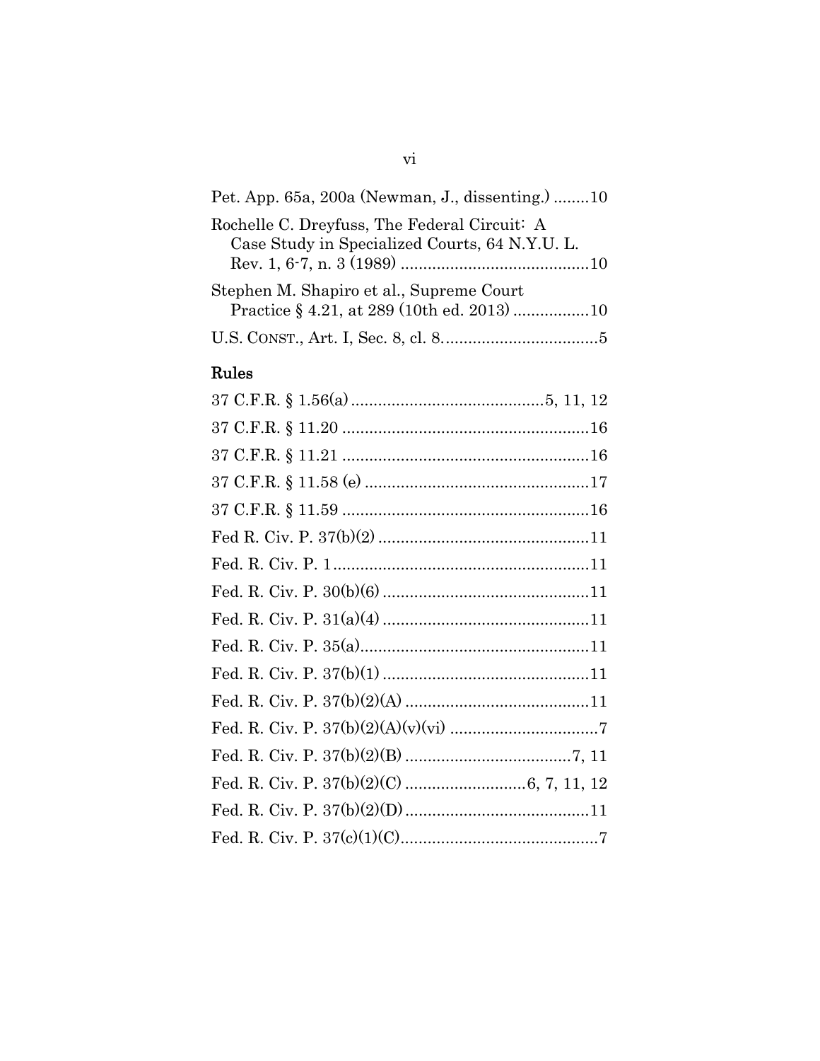Pet. App. 65a, 200a (Newman, J., dissenting.) ........10

Rochelle C. Dreyfuss, The Federal Circuit: A Case Study in Specialized Courts, 64 N.Y.U. L. Rev. 1, 6-7, n. 3 (1989) ..........................................10

Stephen M. Shapiro et al., Supreme Court Practice § 4.21, at 289 (10th ed. 2013) ................10

U.S. CONST., Art. I, Sec. 8, cl. 8..................................5

## Rules

37 C.F.R. § 1.56(a) ..........................................5, 11, 12

37 C.F.R. § 11.20 ......................................................16

37 C.F.R. § 11.21 ......................................................16

37 C.F.R. § 11.58 (e) .................................................17

37 C.F.R. § 11.59 ......................................................16

Fed R. Civ. P. 37(b)(2) ..............................................11

Fed. R. Civ. P. 1 ........................................................11

Fed. R. Civ. P. 30(b)(6) .............................................11

Fed. R. Civ. P. 31(a)(4) .............................................11

Fed. R. Civ. P. 35(a)..................................................11

Fed. R. Civ. P. 37(b)(1) .............................................11

Fed. R. Civ. P. 37(b)(2)(A) .........................................11

Fed. R. Civ. P. 37(b)(2)(A)(v)(vi) .................................7

Fed. R. Civ. P. 37(b)(2)(B) .....................................7, 11

Fed. R. Civ. P. 37(b)(2)(C) ...........................6, 7, 11, 12

Fed. R. Civ. P. 37(b)(2)(D) .........................................11

Fed. R. Civ. P. 37(c)(1)(C)............................................7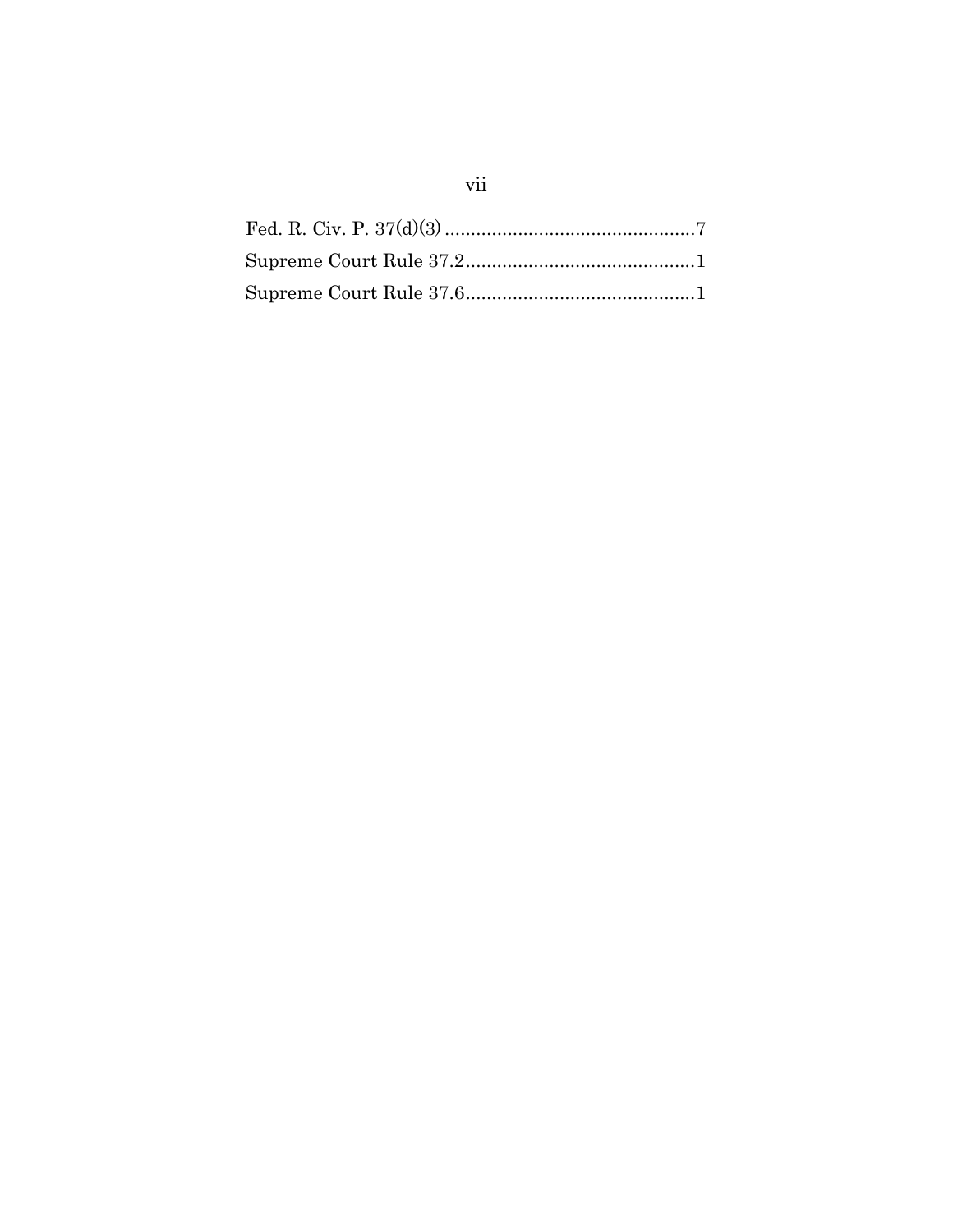Fed. R. Civ. P. 37(d)(3) ................................................7

Supreme Court Rule 37.2............................................1

Supreme Court Rule 37.6............................................1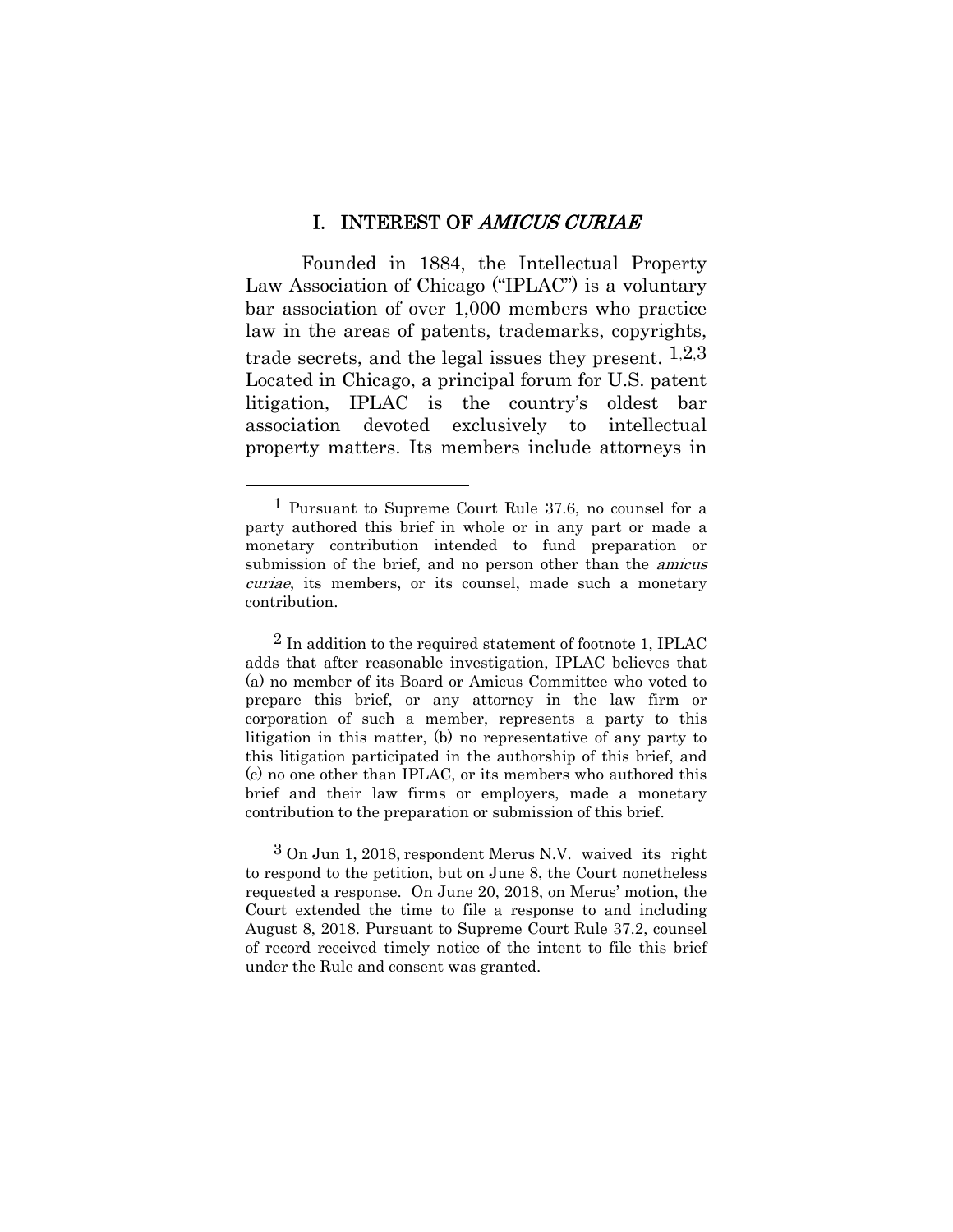## I. INTEREST OF *AMICUS CURIAE*

Founded in 1884, the Intellectual Property Law Association of Chicago ("IPLAC") is a voluntary bar association of over 1,000 members who practice law in the areas of patents, trademarks, copyrights, trade secrets, and the legal issues they present. [1,2,3] Located in Chicago, a principal forum for U.S. patent litigation, IPLAC is the country's oldest bar association devoted exclusively to intellectual property matters. Its members include attorneys in

---

[1] Pursuant to Supreme Court Rule 37.6, no counsel for a party authored this brief in whole or in any part or made a monetary contribution intended to fund preparation or submission of the brief, and no person other than the *amicus curiae*, its members, or its counsel, made such a monetary contribution.

[2] In addition to the required statement of footnote 1, IPLAC adds that after reasonable investigation, IPLAC believes that (a) no member of its Board or Amicus Committee who voted to prepare this brief, or any attorney in the law firm or corporation of such a member, represents a party to this litigation in this matter, (b) no representative of any party to this litigation participated in the authorship of this brief, and (c) no one other than IPLAC, or its members who authored this brief and their law firms or employers, made a monetary contribution to the preparation or submission of this brief.

[3] On Jun 1, 2018, respondent Merus N.V. waived its right to respond to the petition, but on June 8, the Court nonetheless requested a response. On June 20, 2018, on Merus' motion, the Court extended the time to file a response to and including August 8, 2018. Pursuant to Supreme Court Rule 37.2, counsel of record received timely notice of the intent to file this brief under the Rule and consent was granted.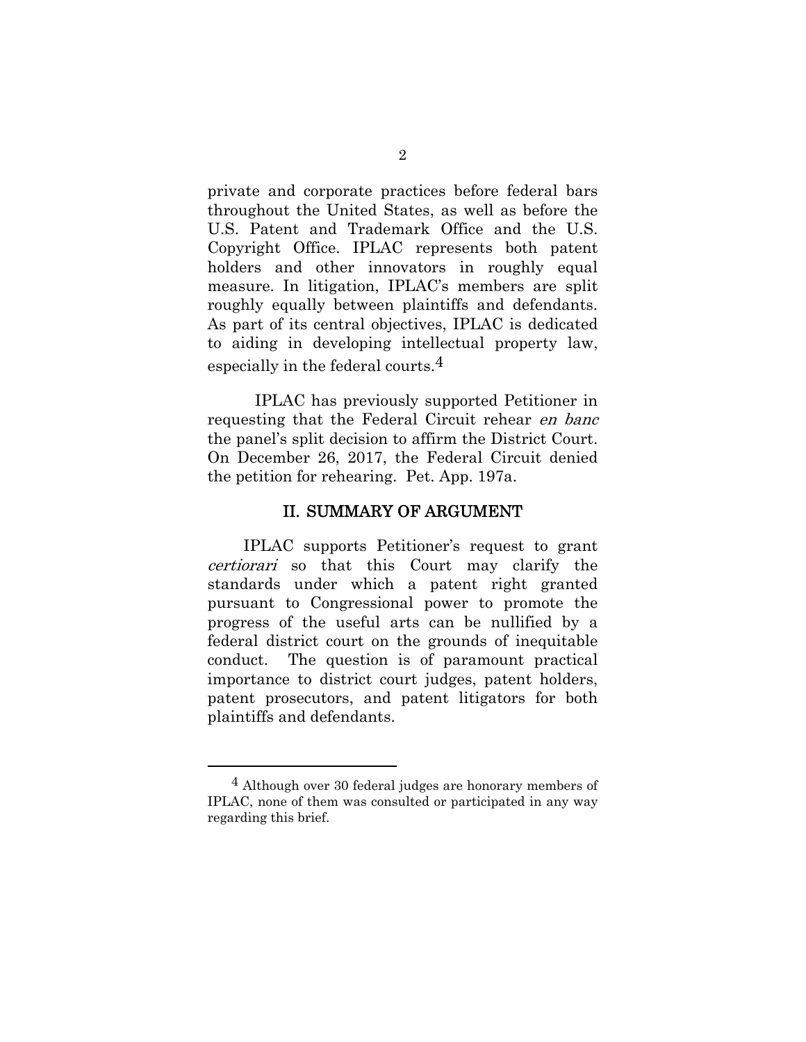private and corporate practices before federal bars throughout the United States, as well as before the U.S. Patent and Trademark Office and the U.S. Copyright Office. IPLAC represents both patent holders and other innovators in roughly equal measure. In litigation, IPLAC's members are split roughly equally between plaintiffs and defendants. As part of its central objectives, IPLAC is dedicated to aiding in developing intellectual property law, especially in the federal courts.[4]

IPLAC has previously supported Petitioner in requesting that the Federal Circuit rehear *en banc* the panel's split decision to affirm the District Court. On December 26, 2017, the Federal Circuit denied the petition for rehearing. Pet. App. 197a.

## II. SUMMARY OF ARGUMENT

IPLAC supports Petitioner's request to grant *certiorari* so that this Court may clarify the standards under which a patent right granted pursuant to Congressional power to promote the progress of the useful arts can be nullified by a federal district court on the grounds of inequitable conduct. The question is of paramount practical importance to district court judges, patent holders, patent prosecutors, and patent litigators for both plaintiffs and defendants.

---

[4] Although over 30 federal judges are honorary members of IPLAC, none of them was consulted or participated in any way regarding this brief.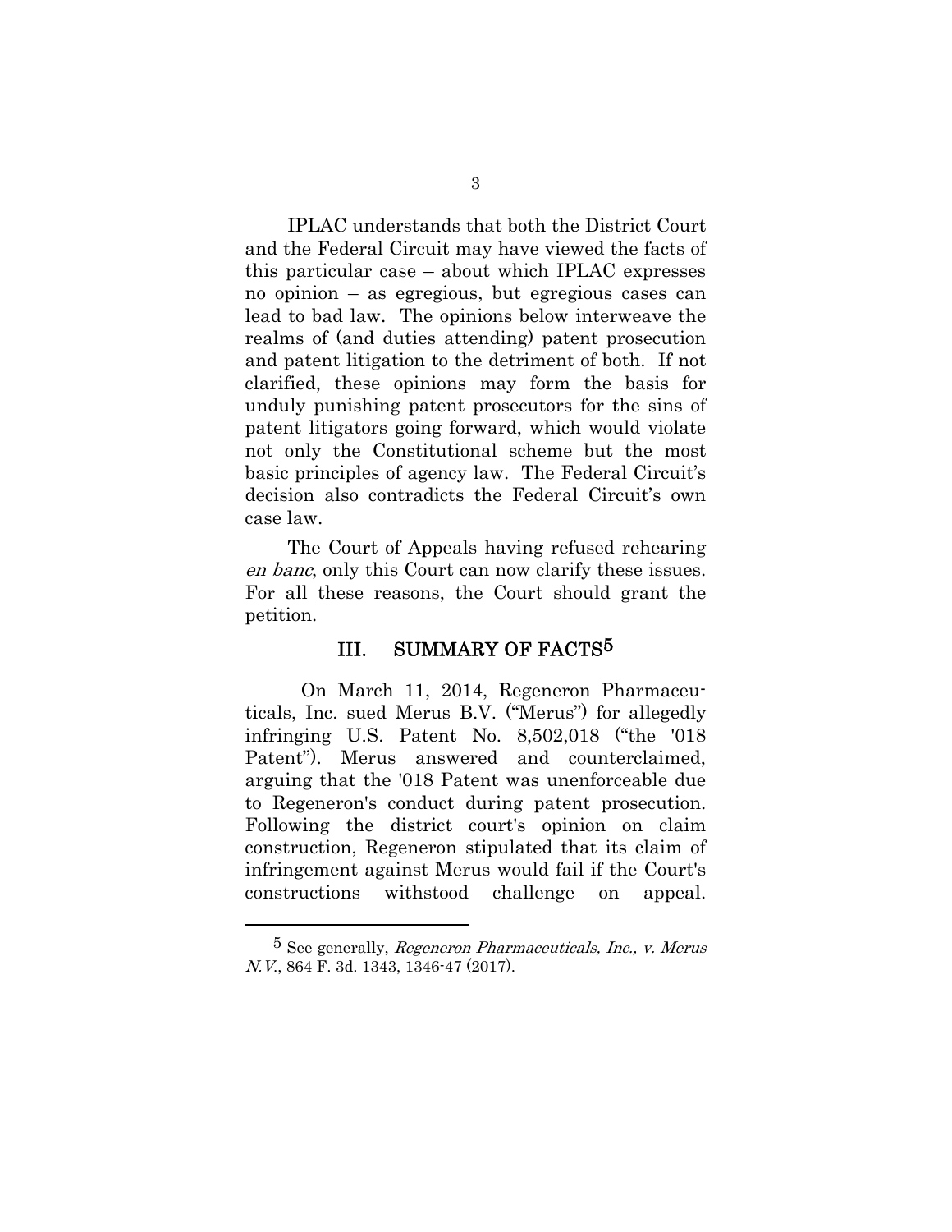IPLAC understands that both the District Court and the Federal Circuit may have viewed the facts of this particular case – about which IPLAC expresses no opinion – as egregious, but egregious cases can lead to bad law. The opinions below interweave the realms of (and duties attending) patent prosecution and patent litigation to the detriment of both. If not clarified, these opinions may form the basis for unduly punishing patent prosecutors for the sins of patent litigators going forward, which would violate not only the Constitutional scheme but the most basic principles of agency law. The Federal Circuit's decision also contradicts the Federal Circuit's own case law.

The Court of Appeals having refused rehearing *en banc*, only this Court can now clarify these issues. For all these reasons, the Court should grant the petition.

## III. SUMMARY OF FACTS[5]

On March 11, 2014, Regeneron Pharmaceuticals, Inc. sued Merus B.V. ("Merus") for allegedly infringing U.S. Patent No. 8,502,018 ("the '018 Patent"). Merus answered and counterclaimed, arguing that the '018 Patent was unenforceable due to Regeneron's conduct during patent prosecution. Following the district court's opinion on claim construction, Regeneron stipulated that its claim of infringement against Merus would fail if the Court's constructions withstood challenge on appeal.

---

[5] See generally, *Regeneron Pharmaceuticals, Inc., v. Merus N.V.*, 864 F. 3d. 1343, 1346-47 (2017).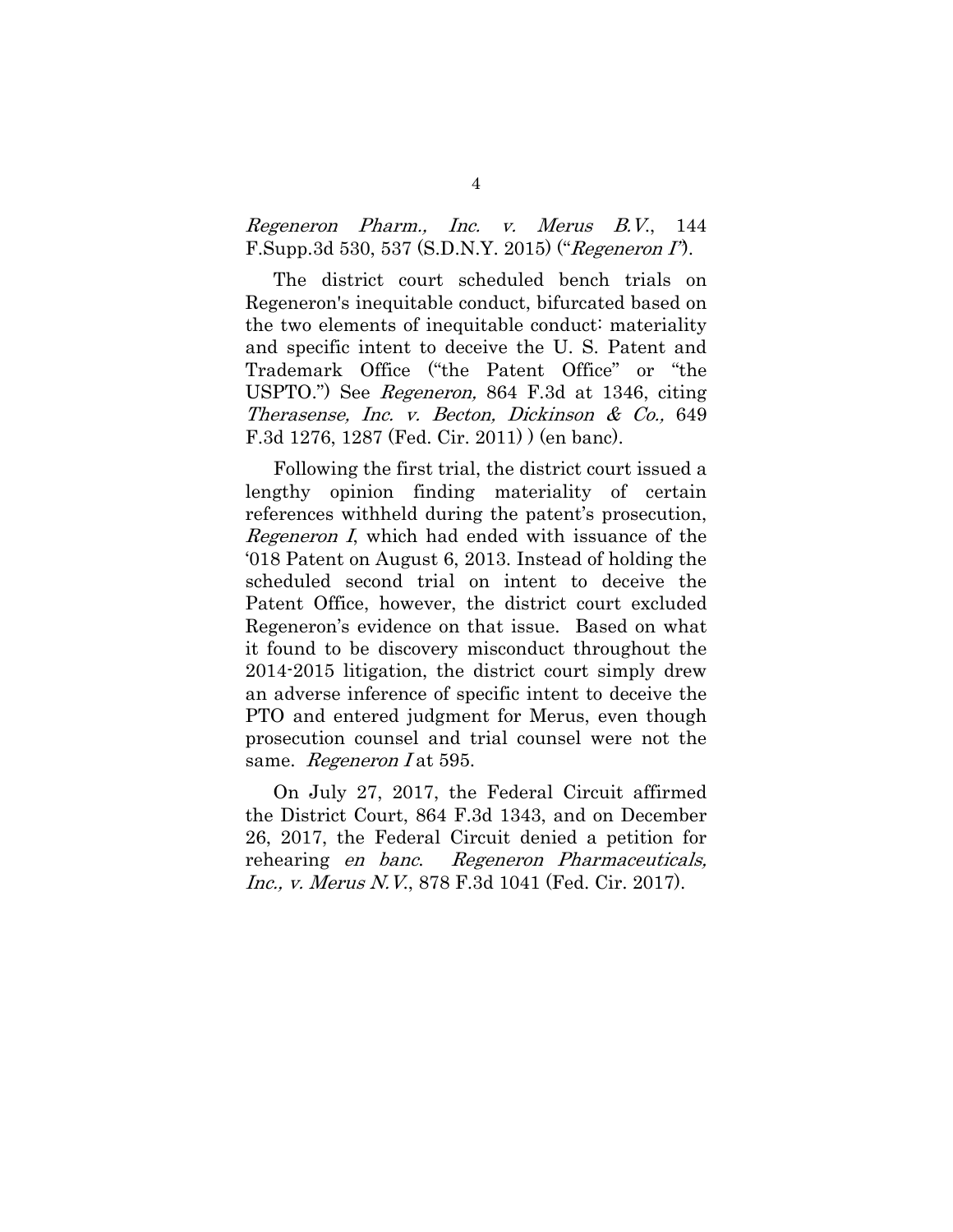*Regeneron Pharm., Inc. v. Merus B.V.*, 144 F.Supp.3d 530, 537 (S.D.N.Y. 2015) ("*Regeneron I*").

The district court scheduled bench trials on Regeneron's inequitable conduct, bifurcated based on the two elements of inequitable conduct: materiality and specific intent to deceive the U. S. Patent and Trademark Office ("the Patent Office" or "the USPTO.") See *Regeneron,* 864 F.3d at 1346, citing *Therasense, Inc. v. Becton, Dickinson & Co.,* 649 F.3d 1276, 1287 (Fed. Cir. 2011) ) (en banc).

Following the first trial, the district court issued a lengthy opinion finding materiality of certain references withheld during the patent's prosecution, *Regeneron I*, which had ended with issuance of the '018 Patent on August 6, 2013. Instead of holding the scheduled second trial on intent to deceive the Patent Office, however, the district court excluded Regeneron's evidence on that issue. Based on what it found to be discovery misconduct throughout the 2014-2015 litigation, the district court simply drew an adverse inference of specific intent to deceive the PTO and entered judgment for Merus, even though prosecution counsel and trial counsel were not the same. *Regeneron I* at 595.

On July 27, 2017, the Federal Circuit affirmed the District Court, 864 F.3d 1343, and on December 26, 2017, the Federal Circuit denied a petition for rehearing *en banc*. *Regeneron Pharmaceuticals, Inc., v. Merus N.V.*, 878 F.3d 1041 (Fed. Cir. 2017).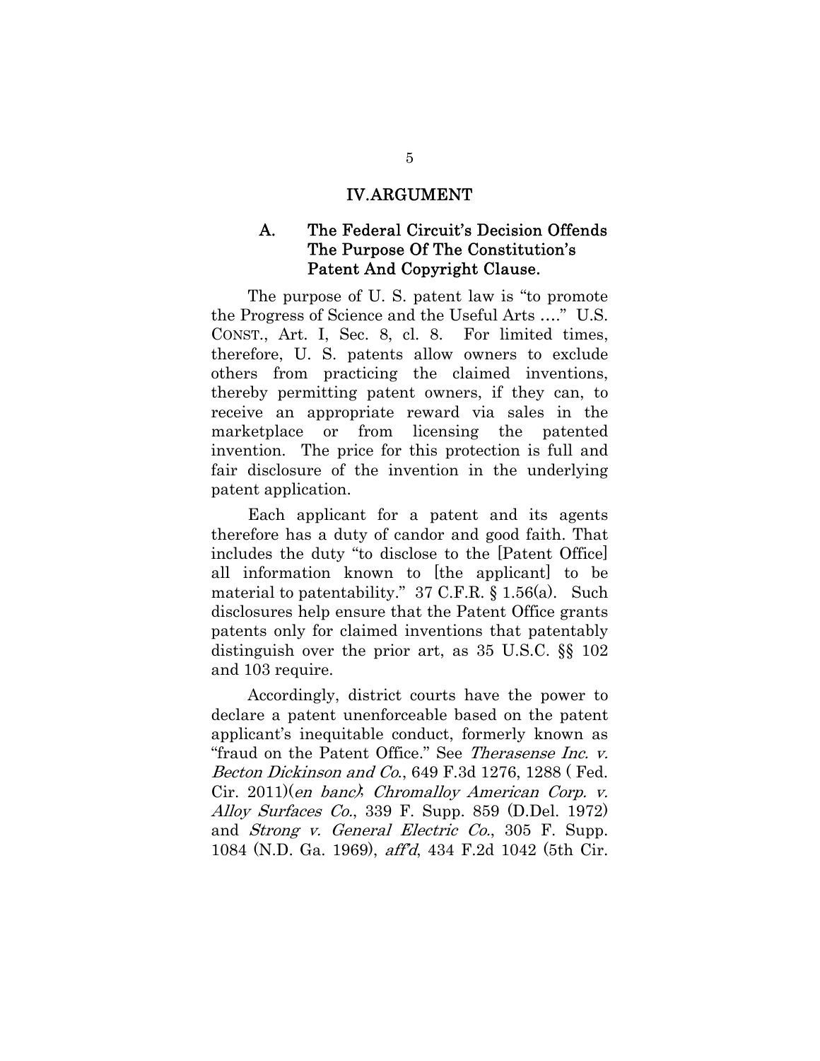# IV. ARGUMENT

## A. The Federal Circuit's Decision Offends The Purpose Of The Constitution's Patent And Copyright Clause.

The purpose of U. S. patent law is "to promote the Progress of Science and the Useful Arts …." U.S. CONST., Art. I, Sec. 8, cl. 8. For limited times, therefore, U. S. patents allow owners to exclude others from practicing the claimed inventions, thereby permitting patent owners, if they can, to receive an appropriate reward via sales in the marketplace or from licensing the patented invention. The price for this protection is full and fair disclosure of the invention in the underlying patent application.

Each applicant for a patent and its agents therefore has a duty of candor and good faith. That includes the duty "to disclose to the [Patent Office] all information known to [the applicant] to be material to patentability." 37 C.F.R. § 1.56(a). Such disclosures help ensure that the Patent Office grants patents only for claimed inventions that patentably distinguish over the prior art, as 35 U.S.C. §§ 102 and 103 require.

Accordingly, district courts have the power to declare a patent unenforceable based on the patent applicant's inequitable conduct, formerly known as "fraud on the Patent Office." See *Therasense Inc. v. Becton Dickinson and Co.*, 649 F.3d 1276, 1288 ( Fed. Cir. 2011)(*en banc*); *Chromalloy American Corp. v. Alloy Surfaces Co.*, 339 F. Supp. 859 (D.Del. 1972) and *Strong v. General Electric Co.*, 305 F. Supp. 1084 (N.D. Ga. 1969), *aff'd*, 434 F.2d 1042 (5th Cir.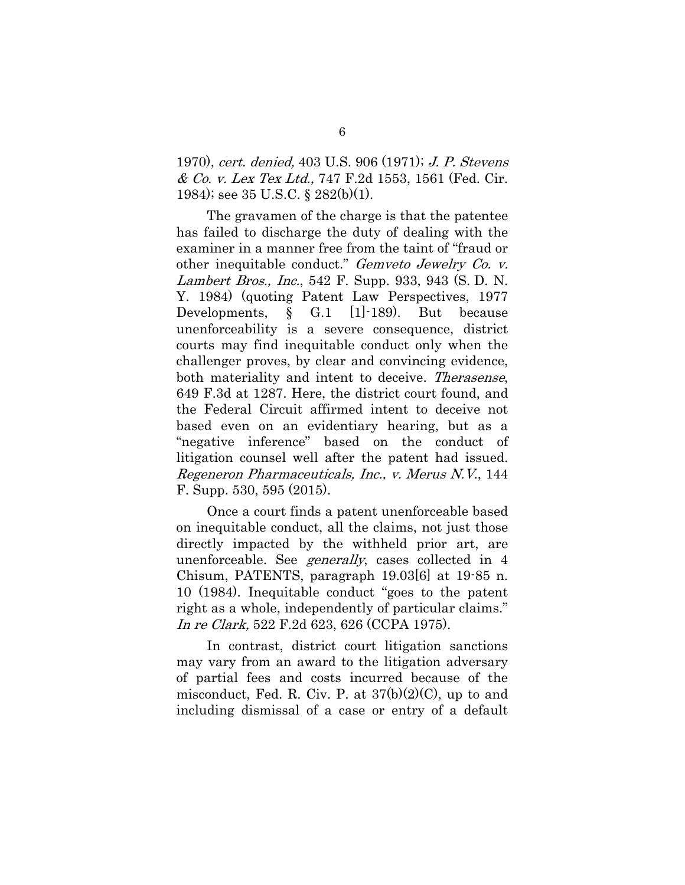1970), *cert. denied,* 403 U.S. 906 (1971); *J. P. Stevens & Co. v. Lex Tex Ltd.,* 747 F.2d 1553, 1561 (Fed. Cir. 1984); see 35 U.S.C. § 282(b)(1).

The gravamen of the charge is that the patentee has failed to discharge the duty of dealing with the examiner in a manner free from the taint of "fraud or other inequitable conduct." *Gemveto Jewelry Co. v. Lambert Bros., Inc.*, 542 F. Supp. 933, 943 (S. D. N. Y. 1984) (quoting Patent Law Perspectives, 1977 Developments, § G.1 [1]-189). But because unenforceability is a severe consequence, district courts may find inequitable conduct only when the challenger proves, by clear and convincing evidence, both materiality and intent to deceive. *Therasense*, 649 F.3d at 1287. Here, the district court found, and the Federal Circuit affirmed intent to deceive not based even on an evidentiary hearing, but as a "negative inference" based on the conduct of litigation counsel well after the patent had issued. *Regeneron Pharmaceuticals, Inc., v. Merus N.V.*, 144 F. Supp. 530, 595 (2015).

Once a court finds a patent unenforceable based on inequitable conduct, all the claims, not just those directly impacted by the withheld prior art, are unenforceable. See *generally*, cases collected in 4 Chisum, PATENTS, paragraph 19.03[6] at 19-85 n. 10 (1984). Inequitable conduct "goes to the patent right as a whole, independently of particular claims." *In re Clark,* 522 F.2d 623, 626 (CCPA 1975).

In contrast, district court litigation sanctions may vary from an award to the litigation adversary of partial fees and costs incurred because of the misconduct, Fed. R. Civ. P. at 37(b)(2)(C), up to and including dismissal of a case or entry of a default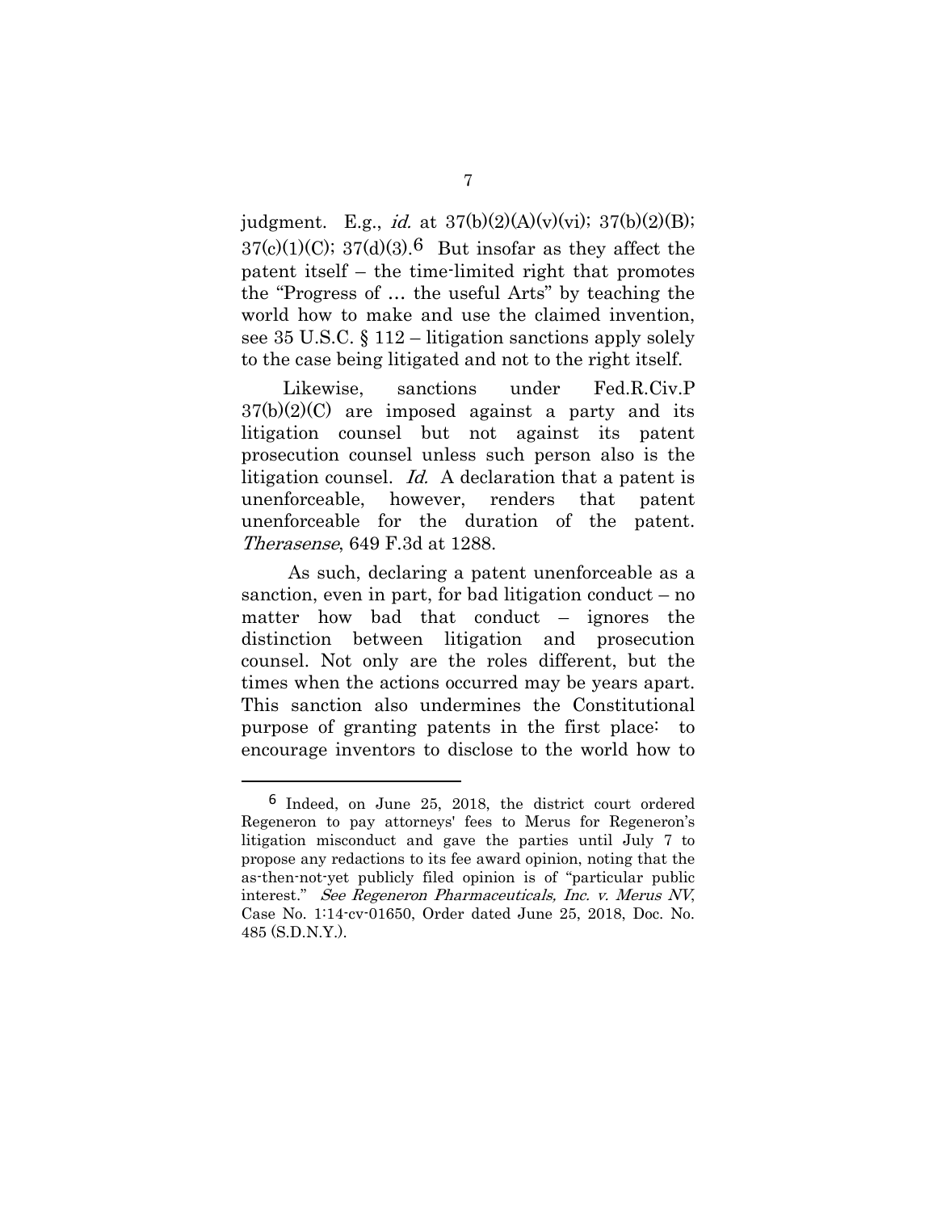judgment. E.g., *id.* at 37(b)(2)(A)(v)(vi); 37(b)(2)(B); 37(c)(1)(C); 37(d)(3).[6] But insofar as they affect the patent itself – the time-limited right that promotes the "Progress of … the useful Arts" by teaching the world how to make and use the claimed invention, see 35 U.S.C. § 112 – litigation sanctions apply solely to the case being litigated and not to the right itself.

Likewise, sanctions under Fed.R.Civ.P 37(b)(2)(C) are imposed against a party and its litigation counsel but not against its patent prosecution counsel unless such person also is the litigation counsel. *Id.* A declaration that a patent is unenforceable, however, renders that patent unenforceable for the duration of the patent. *Therasense*, 649 F.3d at 1288.

As such, declaring a patent unenforceable as a sanction, even in part, for bad litigation conduct – no matter how bad that conduct – ignores the distinction between litigation and prosecution counsel. Not only are the roles different, but the times when the actions occurred may be years apart. This sanction also undermines the Constitutional purpose of granting patents in the first place: to encourage inventors to disclose to the world how to

---

[6] Indeed, on June 25, 2018, the district court ordered Regeneron to pay attorneys' fees to Merus for Regeneron's litigation misconduct and gave the parties until July 7 to propose any redactions to its fee award opinion, noting that the as-then-not-yet publicly filed opinion is of "particular public interest." *See Regeneron Pharmaceuticals, Inc. v. Merus NV*, Case No. 1:14-cv-01650, Order dated June 25, 2018, Doc. No. 485 (S.D.N.Y.).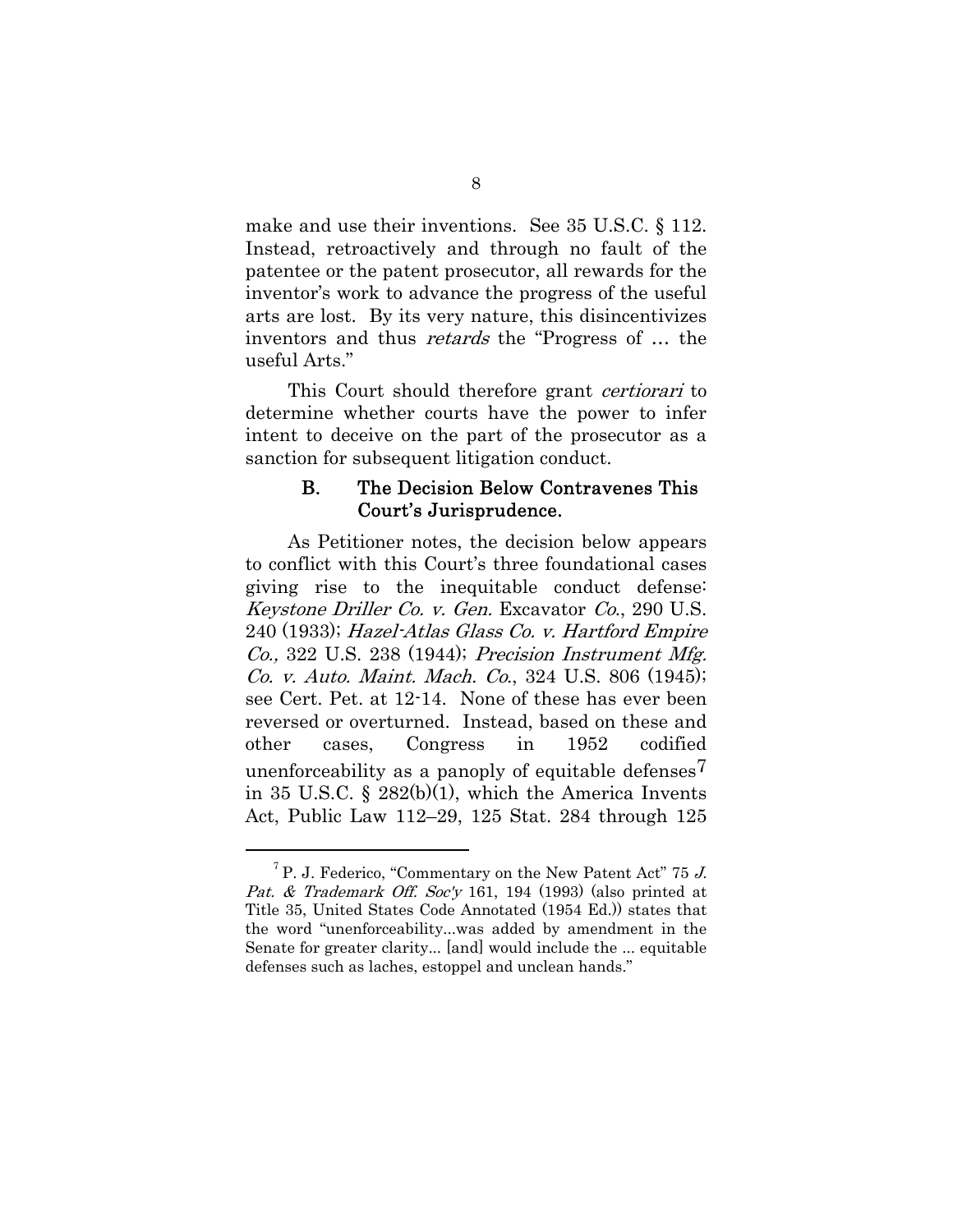make and use their inventions. See 35 U.S.C. § 112. Instead, retroactively and through no fault of the patentee or the patent prosecutor, all rewards for the inventor's work to advance the progress of the useful arts are lost. By its very nature, this disincentivizes inventors and thus *retards* the "Progress of … the useful Arts."

This Court should therefore grant *certiorari* to determine whether courts have the power to infer intent to deceive on the part of the prosecutor as a sanction for subsequent litigation conduct.

### B. The Decision Below Contravenes This Court's Jurisprudence.

As Petitioner notes, the decision below appears to conflict with this Court's three foundational cases giving rise to the inequitable conduct defense: *Keystone Driller Co. v. Gen.* Excavator *Co.*, 290 U.S. 240 (1933); *Hazel-Atlas Glass Co. v. Hartford Empire Co.,* 322 U.S. 238 (1944); *Precision Instrument Mfg. Co. v. Auto. Maint. Mach. Co.*, 324 U.S. 806 (1945); see Cert. Pet. at 12-14. None of these has ever been reversed or overturned. Instead, based on these and other cases, Congress in 1952 codified unenforceability as a panoply of equitable defenses[7] in 35 U.S.C. § 282(b)(1), which the America Invents Act, Public Law 112–29, 125 Stat. 284 through 125

[7] P. J. Federico, "Commentary on the New Patent Act" 75 *J. Pat. & Trademark Off. Soc'y* 161, 194 (1993) (also printed at Title 35, United States Code Annotated (1954 Ed.)) states that the word "unenforceability...was added by amendment in the Senate for greater clarity... [and] would include the ... equitable defenses such as laches, estoppel and unclean hands."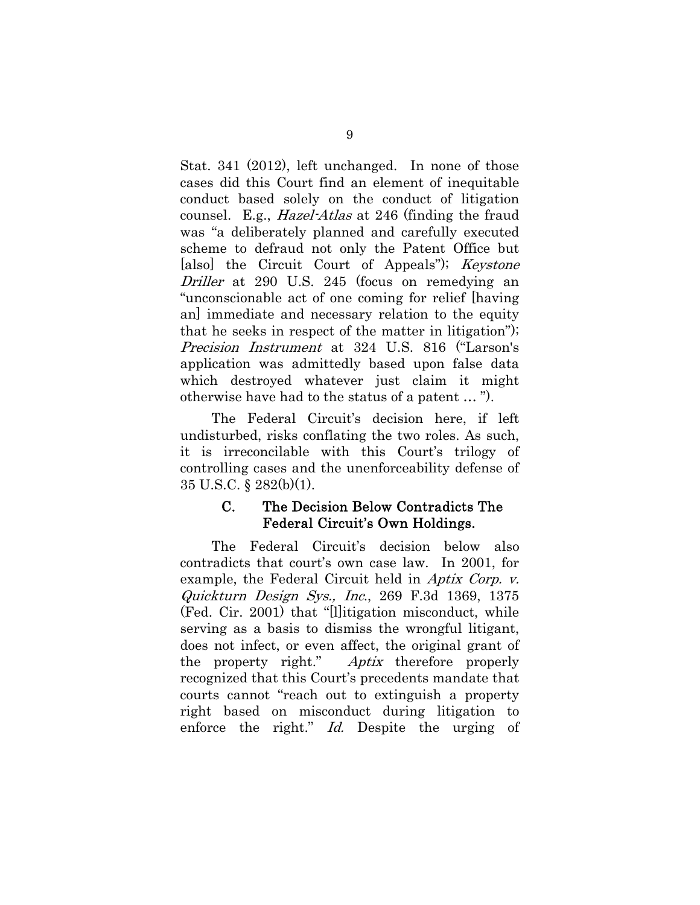Stat. 341 (2012), left unchanged. In none of those cases did this Court find an element of inequitable conduct based solely on the conduct of litigation counsel. E.g., *Hazel-Atlas* at 246 (finding the fraud was "a deliberately planned and carefully executed scheme to defraud not only the Patent Office but [also] the Circuit Court of Appeals"); *Keystone Driller* at 290 U.S. 245 (focus on remedying an "unconscionable act of one coming for relief [having an] immediate and necessary relation to the equity that he seeks in respect of the matter in litigation"); *Precision Instrument* at 324 U.S. 816 ("Larson's application was admittedly based upon false data which destroyed whatever just claim it might otherwise have had to the status of a patent … ").

The Federal Circuit's decision here, if left undisturbed, risks conflating the two roles. As such, it is irreconcilable with this Court's trilogy of controlling cases and the unenforceability defense of 35 U.S.C. § 282(b)(1).

### C. The Decision Below Contradicts The Federal Circuit's Own Holdings.

The Federal Circuit's decision below also contradicts that court's own case law. In 2001, for example, the Federal Circuit held in *Aptix Corp. v. Quickturn Design Sys., Inc.*, 269 F.3d 1369, 1375 (Fed. Cir. 2001) that "[l]itigation misconduct, while serving as a basis to dismiss the wrongful litigant, does not infect, or even affect, the original grant of the property right." *Aptix* therefore properly recognized that this Court's precedents mandate that courts cannot "reach out to extinguish a property right based on misconduct during litigation to enforce the right." *Id.* Despite the urging of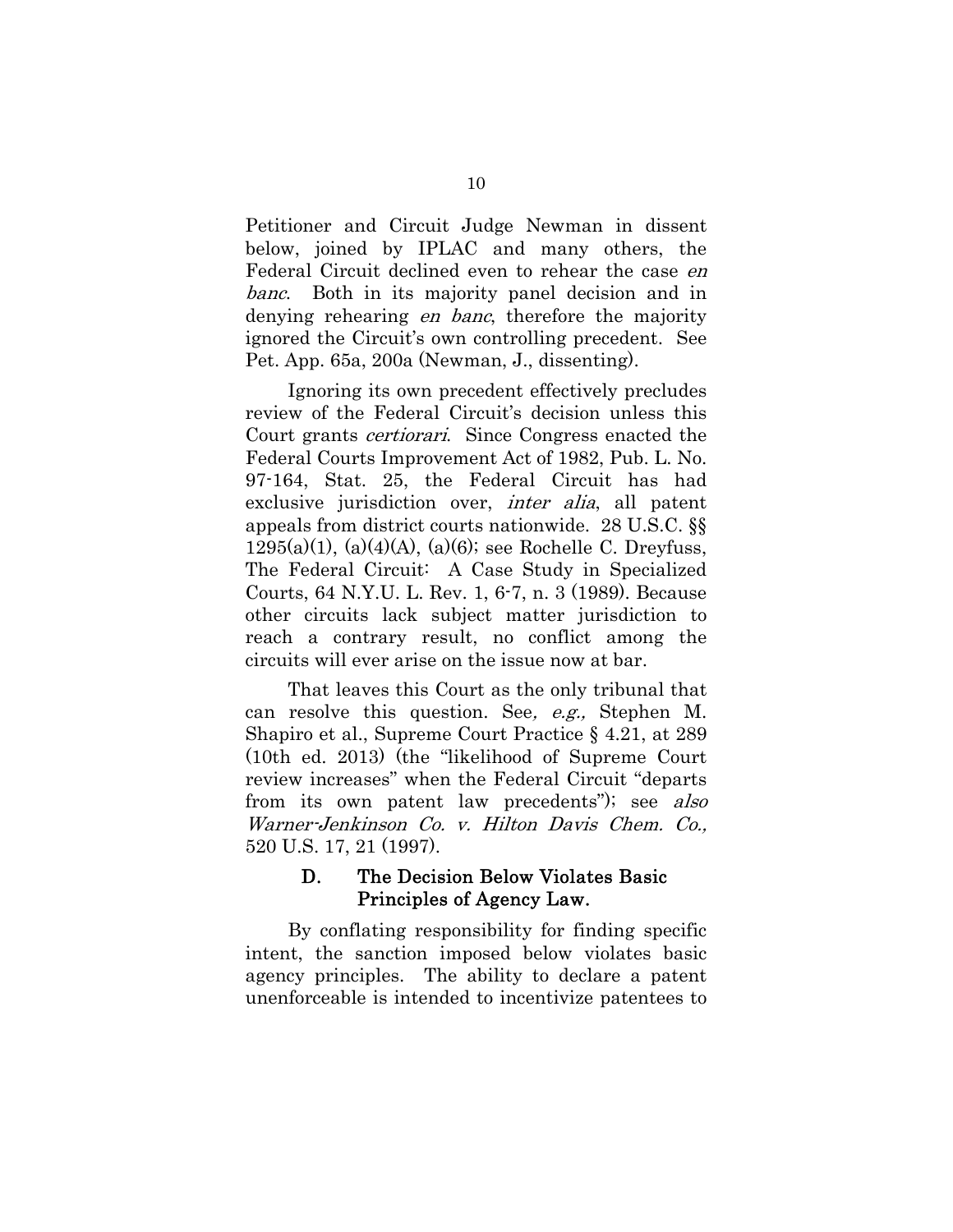Petitioner and Circuit Judge Newman in dissent below, joined by IPLAC and many others, the Federal Circuit declined even to rehear the case *en banc*. Both in its majority panel decision and in denying rehearing *en banc*, therefore the majority ignored the Circuit's own controlling precedent. See Pet. App. 65a, 200a (Newman, J., dissenting).

Ignoring its own precedent effectively precludes review of the Federal Circuit's decision unless this Court grants *certiorari*. Since Congress enacted the Federal Courts Improvement Act of 1982, Pub. L. No. 97-164, Stat. 25, the Federal Circuit has had exclusive jurisdiction over, *inter alia*, all patent appeals from district courts nationwide. 28 U.S.C. §§ 1295(a)(1), (a)(4)(A), (a)(6); see Rochelle C. Dreyfuss, The Federal Circuit: A Case Study in Specialized Courts, 64 N.Y.U. L. Rev. 1, 6-7, n. 3 (1989). Because other circuits lack subject matter jurisdiction to reach a contrary result, no conflict among the circuits will ever arise on the issue now at bar.

That leaves this Court as the only tribunal that can resolve this question. See*, e.g.,* Stephen M. Shapiro et al., Supreme Court Practice § 4.21, at 289 (10th ed. 2013) (the "likelihood of Supreme Court review increases" when the Federal Circuit "departs from its own patent law precedents"); see *also Warner-Jenkinson Co. v. Hilton Davis Chem. Co.,* 520 U.S. 17, 21 (1997).

### D. The Decision Below Violates Basic Principles of Agency Law.

By conflating responsibility for finding specific intent, the sanction imposed below violates basic agency principles. The ability to declare a patent unenforceable is intended to incentivize patentees to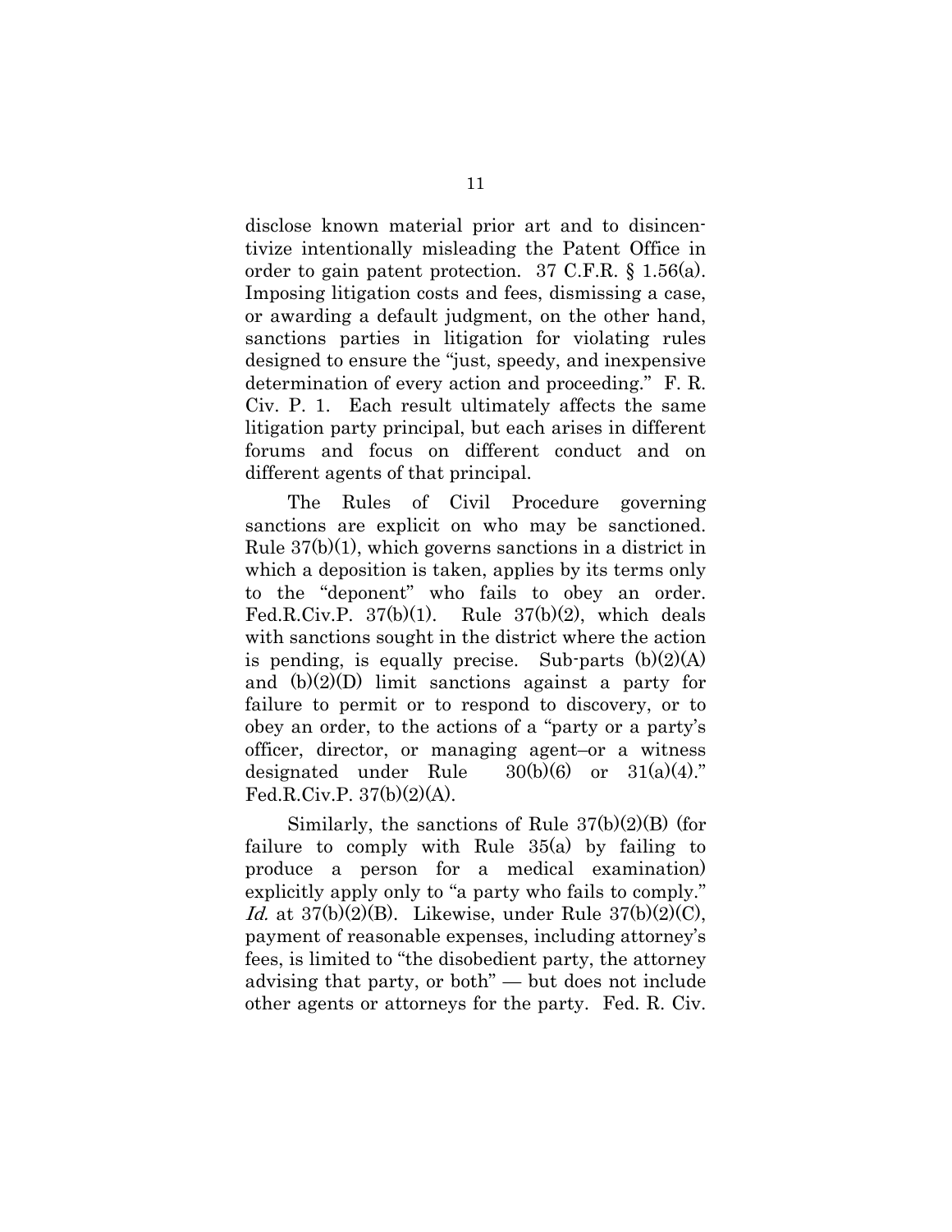disclose known material prior art and to disincentivize intentionally misleading the Patent Office in order to gain patent protection. 37 C.F.R. § 1.56(a). Imposing litigation costs and fees, dismissing a case, or awarding a default judgment, on the other hand, sanctions parties in litigation for violating rules designed to ensure the "just, speedy, and inexpensive determination of every action and proceeding." F. R. Civ. P. 1. Each result ultimately affects the same litigation party principal, but each arises in different forums and focus on different conduct and on different agents of that principal.

The Rules of Civil Procedure governing sanctions are explicit on who may be sanctioned. Rule 37(b)(1), which governs sanctions in a district in which a deposition is taken, applies by its terms only to the "deponent" who fails to obey an order. Fed.R.Civ.P. 37(b)(1). Rule 37(b)(2), which deals with sanctions sought in the district where the action is pending, is equally precise. Sub-parts (b)(2)(A) and (b)(2)(D) limit sanctions against a party for failure to permit or to respond to discovery, or to obey an order, to the actions of a "party or a party's officer, director, or managing agent–or a witness designated under Rule 30(b)(6) or 31(a)(4)." Fed.R.Civ.P. 37(b)(2)(A).

Similarly, the sanctions of Rule 37(b)(2)(B) (for failure to comply with Rule 35(a) by failing to produce a person for a medical examination) explicitly apply only to "a party who fails to comply." *Id.* at 37(b)(2)(B). Likewise, under Rule 37(b)(2)(C), payment of reasonable expenses, including attorney's fees, is limited to "the disobedient party, the attorney advising that party, or both" — but does not include other agents or attorneys for the party. Fed. R. Civ.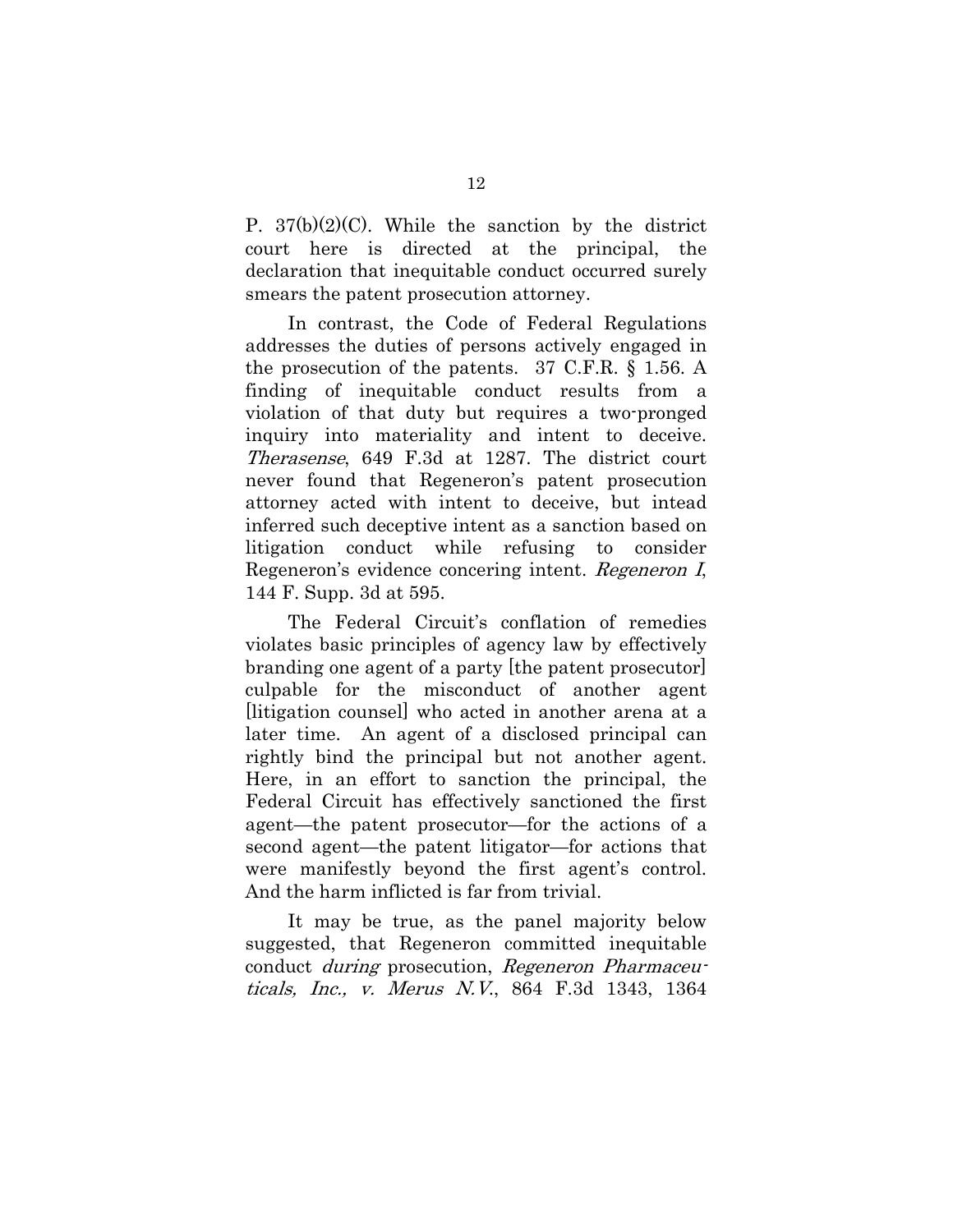P. 37(b)(2)(C). While the sanction by the district court here is directed at the principal, the declaration that inequitable conduct occurred surely smears the patent prosecution attorney.

In contrast, the Code of Federal Regulations addresses the duties of persons actively engaged in the prosecution of the patents. 37 C.F.R. § 1.56. A finding of inequitable conduct results from a violation of that duty but requires a two-pronged inquiry into materiality and intent to deceive. *Therasense*, 649 F.3d at 1287. The district court never found that Regeneron's patent prosecution attorney acted with intent to deceive, but intead inferred such deceptive intent as a sanction based on litigation conduct while refusing to consider Regeneron's evidence concering intent. *Regeneron I*, 144 F. Supp. 3d at 595.

The Federal Circuit's conflation of remedies violates basic principles of agency law by effectively branding one agent of a party [the patent prosecutor] culpable for the misconduct of another agent [litigation counsel] who acted in another arena at a later time. An agent of a disclosed principal can rightly bind the principal but not another agent. Here, in an effort to sanction the principal, the Federal Circuit has effectively sanctioned the first agent—the patent prosecutor—for the actions of a second agent—the patent litigator—for actions that were manifestly beyond the first agent's control. And the harm inflicted is far from trivial.

It may be true, as the panel majority below suggested, that Regeneron committed inequitable conduct *during* prosecution, *Regeneron Pharmaceuticals, Inc., v. Merus N.V.*, 864 F.3d 1343, 1364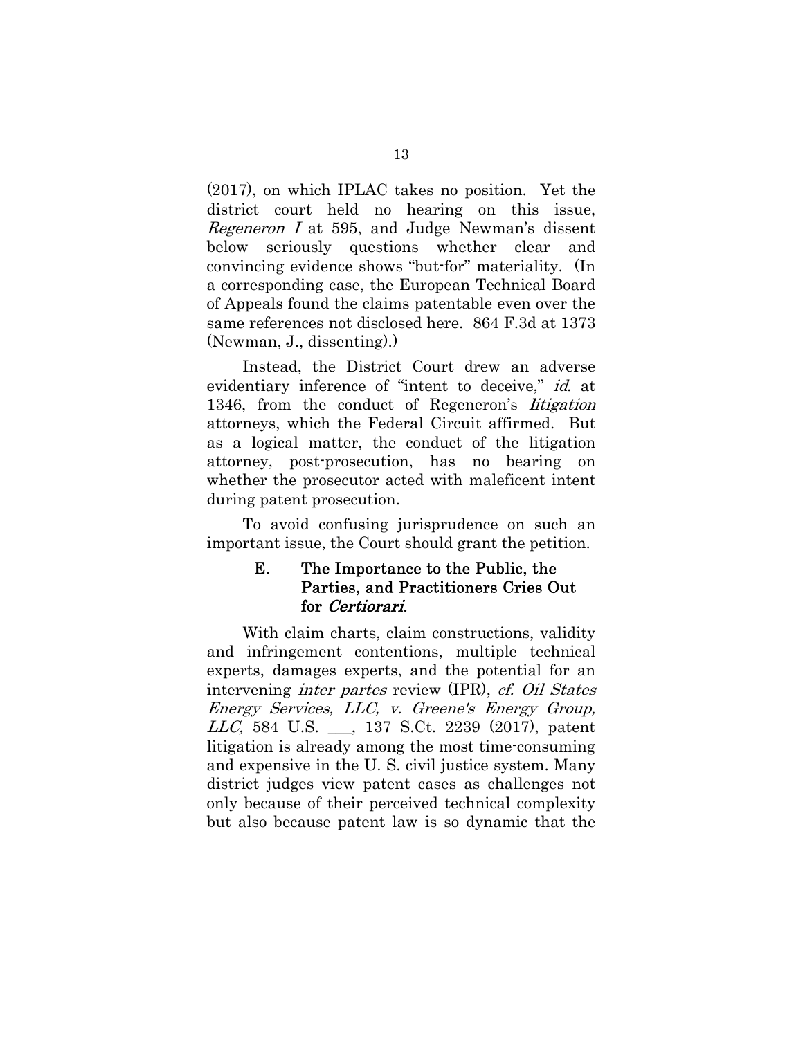(2017), on which IPLAC takes no position. Yet the district court held no hearing on this issue, *Regeneron I* at 595, and Judge Newman's dissent below seriously questions whether clear and convincing evidence shows "but-for" materiality. (In a corresponding case, the European Technical Board of Appeals found the claims patentable even over the same references not disclosed here. 864 F.3d at 1373 (Newman, J., dissenting).)

Instead, the District Court drew an adverse evidentiary inference of "intent to deceive," *id.* at 1346, from the conduct of Regeneron's *litigation* attorneys, which the Federal Circuit affirmed. But as a logical matter, the conduct of the litigation attorney, post-prosecution, has no bearing on whether the prosecutor acted with maleficent intent during patent prosecution.

To avoid confusing jurisprudence on such an important issue, the Court should grant the petition.

### E. The Importance to the Public, the Parties, and Practitioners Cries Out for *Certiorari*.

With claim charts, claim constructions, validity and infringement contentions, multiple technical experts, damages experts, and the potential for an intervening *inter partes* review (IPR), *cf. Oil States Energy Services, LLC, v. Greene's Energy Group, LLC,* 584 U.S. \_\_\_, 137 S.Ct. 2239 (2017), patent litigation is already among the most time-consuming and expensive in the U. S. civil justice system. Many district judges view patent cases as challenges not only because of their perceived technical complexity but also because patent law is so dynamic that the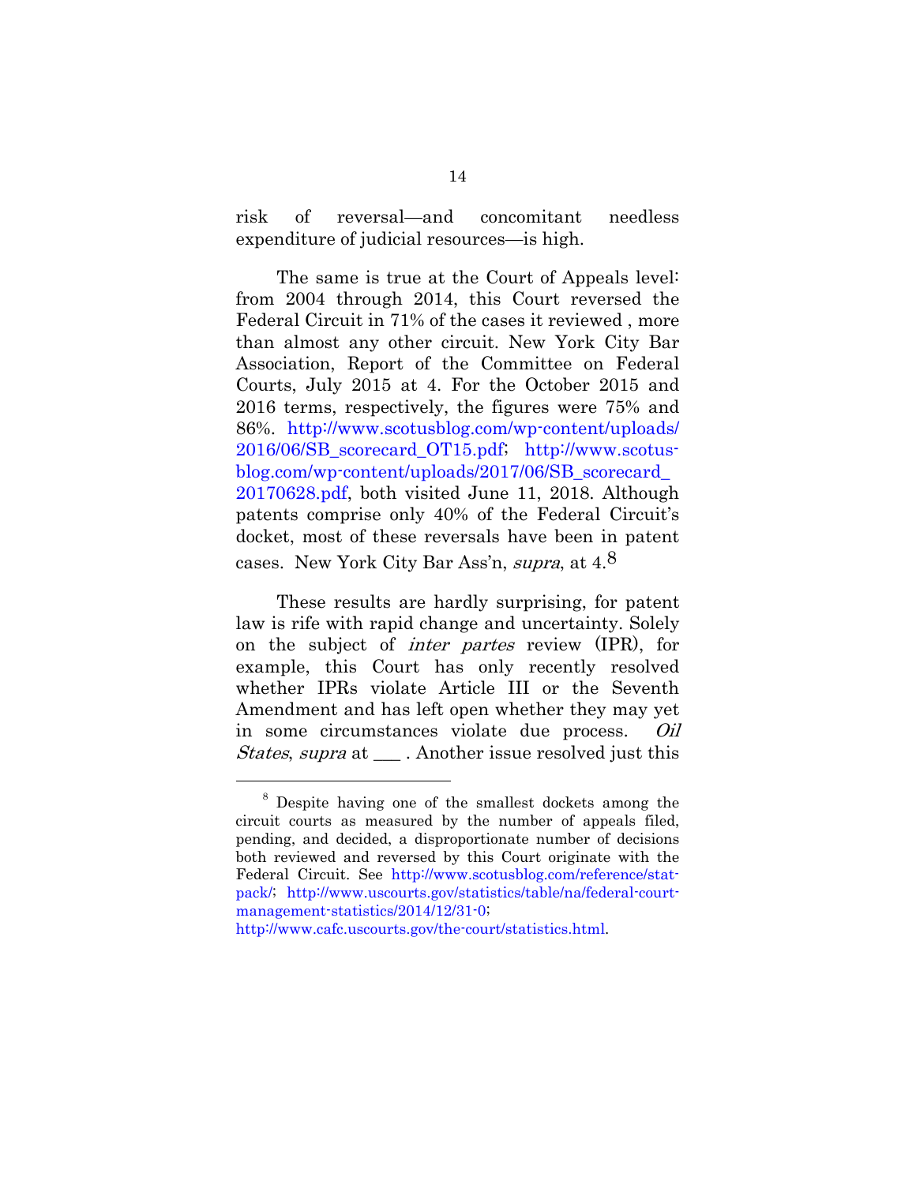risk of reversal—and concomitant needless expenditure of judicial resources—is high.

The same is true at the Court of Appeals level: from 2004 through 2014, this Court reversed the Federal Circuit in 71% of the cases it reviewed , more than almost any other circuit. New York City Bar Association, Report of the Committee on Federal Courts, July 2015 at 4. For the October 2015 and 2016 terms, respectively, the figures were 75% and 86%. http://www.scotusblog.com/wp-content/uploads/2016/06/SB_scorecard_OT15.pdf; http://www.scotusblog.com/wp-content/uploads/2017/06/SB_scorecard_20170628.pdf, both visited June 11, 2018. Although patents comprise only 40% of the Federal Circuit's docket, most of these reversals have been in patent cases. New York City Bar Ass'n, *supra*, at 4.[8]

These results are hardly surprising, for patent law is rife with rapid change and uncertainty. Solely on the subject of *inter partes* review (IPR), for example, this Court has only recently resolved whether IPRs violate Article III or the Seventh Amendment and has left open whether they may yet in some circumstances violate due process. *Oil States*, *supra* at ___ . Another issue resolved just this

---

[8] Despite having one of the smallest dockets among the circuit courts as measured by the number of appeals filed, pending, and decided, a disproportionate number of decisions both reviewed and reversed by this Court originate with the Federal Circuit. See http://www.scotusblog.com/reference/stat-pack/; http://www.uscourts.gov/statistics/table/na/federal-court-management-statistics/2014/12/31-0; http://www.cafc.uscourts.gov/the-court/statistics.html.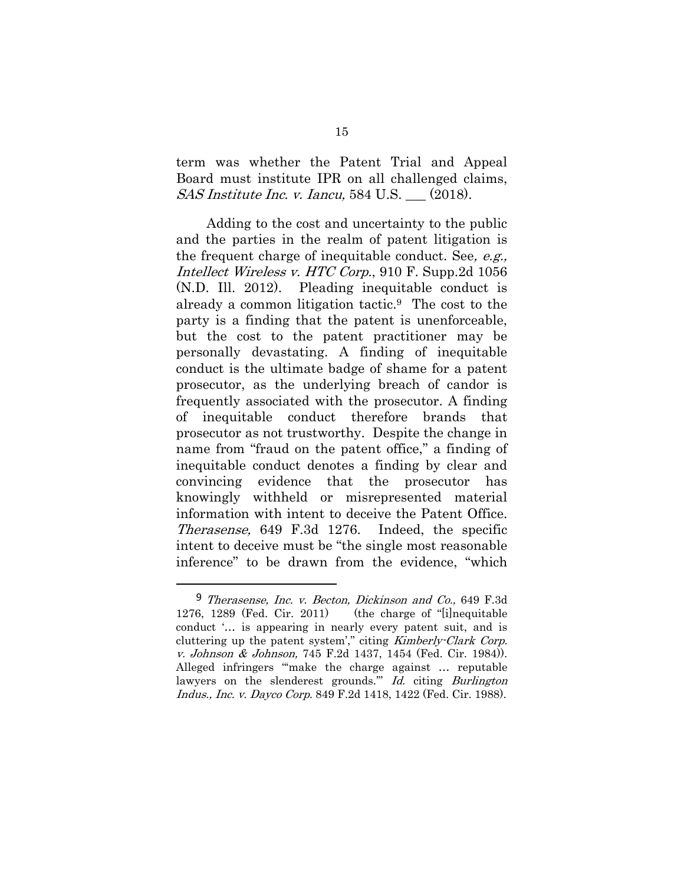term was whether the Patent Trial and Appeal Board must institute IPR on all challenged claims, *SAS Institute Inc. v. Iancu,* 584 U.S. ___ (2018).

Adding to the cost and uncertainty to the public and the parties in the realm of patent litigation is the frequent charge of inequitable conduct. See*, e.g.,* *Intellect Wireless v. HTC Corp*., 910 F. Supp.2d 1056 (N.D. Ill. 2012). Pleading inequitable conduct is already a common litigation tactic.[9] The cost to the party is a finding that the patent is unenforceable, but the cost to the patent practitioner may be personally devastating. A finding of inequitable conduct is the ultimate badge of shame for a patent prosecutor, as the underlying breach of candor is frequently associated with the prosecutor. A finding of inequitable conduct therefore brands that prosecutor as not trustworthy. Despite the change in name from "fraud on the patent office," a finding of inequitable conduct denotes a finding by clear and convincing evidence that the prosecutor has knowingly withheld or misrepresented material information with intent to deceive the Patent Office. *Therasense,* 649 F.3d 1276. Indeed, the specific intent to deceive must be "the single most reasonable inference" to be drawn from the evidence, "which

---

[9] *Therasense, Inc. v. Becton, Dickinson and Co.,* 649 F.3d 1276, 1289 (Fed. Cir. 2011) (the charge of "[i]nequitable conduct '… is appearing in nearly every patent suit, and is cluttering up the patent system'," citing *Kimberly-Clark Corp. v. Johnson & Johnson,* 745 F.2d 1437, 1454 (Fed. Cir. 1984)). Alleged infringers "'make the charge against … reputable lawyers on the slenderest grounds.'" *Id.* citing *Burlington Indus., Inc. v. Dayco Corp.* 849 F.2d 1418, 1422 (Fed. Cir. 1988).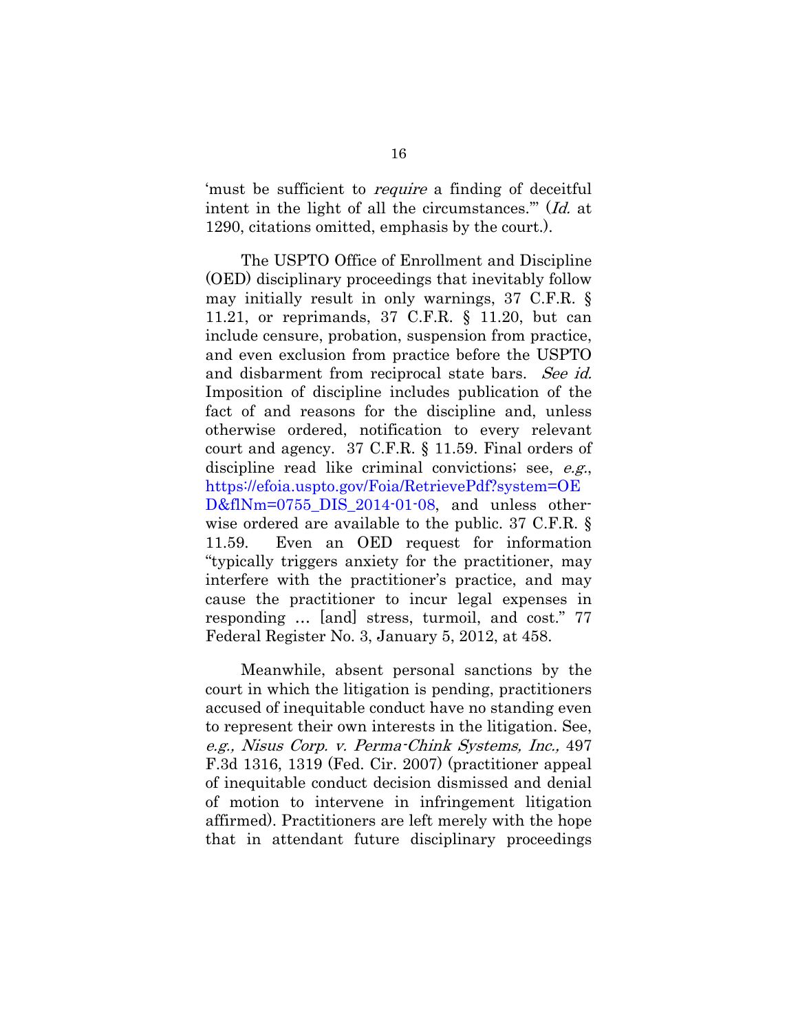'must be sufficient to *require* a finding of deceitful intent in the light of all the circumstances.'" (*Id.* at 1290, citations omitted, emphasis by the court.).

The USPTO Office of Enrollment and Discipline (OED) disciplinary proceedings that inevitably follow may initially result in only warnings, 37 C.F.R. § 11.21, or reprimands, 37 C.F.R. § 11.20, but can include censure, probation, suspension from practice, and even exclusion from practice before the USPTO and disbarment from reciprocal state bars. *See id.* Imposition of discipline includes publication of the fact of and reasons for the discipline and, unless otherwise ordered, notification to every relevant court and agency. 37 C.F.R. § 11.59. Final orders of discipline read like criminal convictions; see, *e.g.*, https://efoia.uspto.gov/Foia/RetrievePdf?system=OED&flNm=0755_DIS_2014-01-08, and unless otherwise ordered are available to the public. 37 C.F.R. § 11.59. Even an OED request for information "typically triggers anxiety for the practitioner, may interfere with the practitioner's practice, and may cause the practitioner to incur legal expenses in responding … [and] stress, turmoil, and cost." 77 Federal Register No. 3, January 5, 2012, at 458.

Meanwhile, absent personal sanctions by the court in which the litigation is pending, practitioners accused of inequitable conduct have no standing even to represent their own interests in the litigation. See, *e.g., Nisus Corp. v. Perma-Chink Systems, Inc.,* 497 F.3d 1316, 1319 (Fed. Cir. 2007) (practitioner appeal of inequitable conduct decision dismissed and denial of motion to intervene in infringement litigation affirmed). Practitioners are left merely with the hope that in attendant future disciplinary proceedings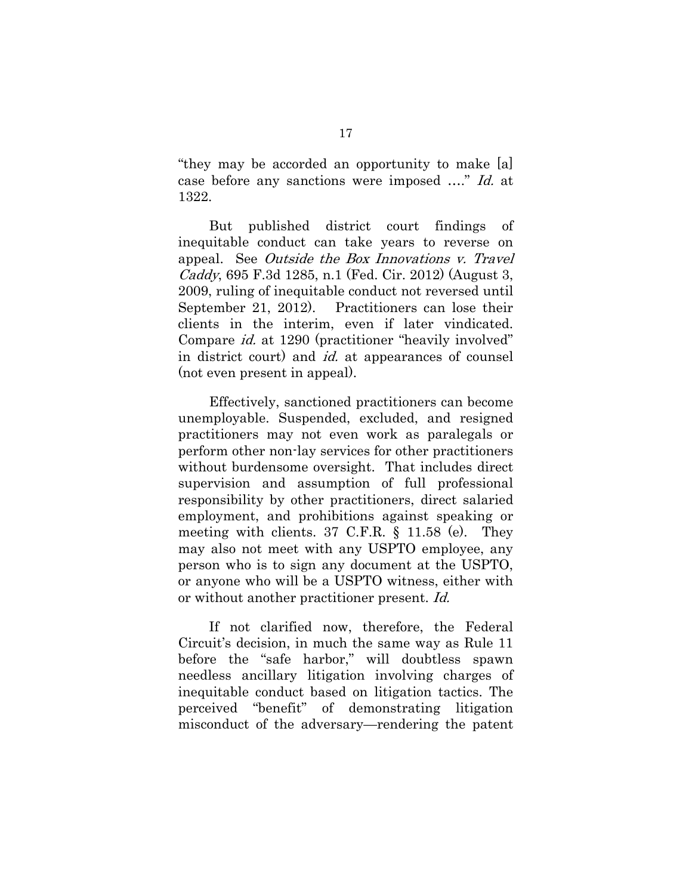"they may be accorded an opportunity to make [a] case before any sanctions were imposed …." *Id.* at 1322.

But published district court findings of inequitable conduct can take years to reverse on appeal. See *Outside the Box Innovations v. Travel Caddy*, 695 F.3d 1285, n.1 (Fed. Cir. 2012) (August 3, 2009, ruling of inequitable conduct not reversed until September 21, 2012). Practitioners can lose their clients in the interim, even if later vindicated. Compare *id.* at 1290 (practitioner "heavily involved" in district court) and *id.* at appearances of counsel (not even present in appeal).

Effectively, sanctioned practitioners can become unemployable. Suspended, excluded, and resigned practitioners may not even work as paralegals or perform other non-lay services for other practitioners without burdensome oversight. That includes direct supervision and assumption of full professional responsibility by other practitioners, direct salaried employment, and prohibitions against speaking or meeting with clients. 37 C.F.R. § 11.58 (e). They may also not meet with any USPTO employee, any person who is to sign any document at the USPTO, or anyone who will be a USPTO witness, either with or without another practitioner present. *Id.*

If not clarified now, therefore, the Federal Circuit's decision, in much the same way as Rule 11 before the "safe harbor," will doubtless spawn needless ancillary litigation involving charges of inequitable conduct based on litigation tactics. The perceived "benefit" of demonstrating litigation misconduct of the adversary—rendering the patent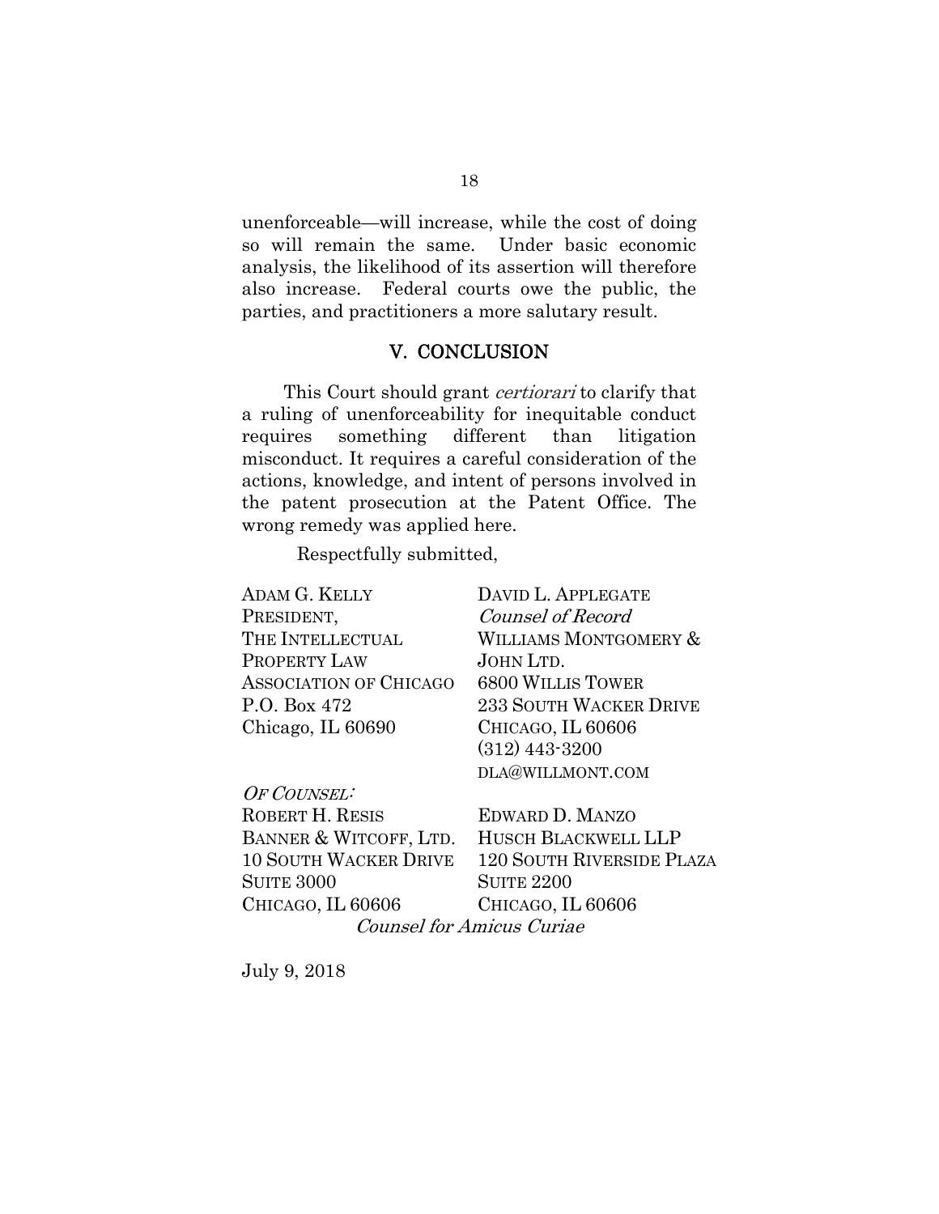unenforceable—will increase, while the cost of doing so will remain the same. Under basic economic analysis, the likelihood of its assertion will therefore also increase. Federal courts owe the public, the parties, and practitioners a more salutary result.

## V. CONCLUSION

This Court should grant *certiorari* to clarify that a ruling of unenforceability for inequitable conduct requires something different than litigation misconduct. It requires a careful consideration of the actions, knowledge, and intent of persons involved in the patent prosecution at the Patent Office. The wrong remedy was applied here.

Respectfully submitted,

ADAM G. KELLY
PRESIDENT,
THE INTELLECTUAL PROPERTY LAW ASSOCIATION OF CHICAGO
P.O. Box 472
Chicago, IL 60690

DAVID L. APPLEGATE
*Counsel of Record*
WILLIAMS MONTGOMERY & JOHN LTD.
6800 WILLIS TOWER
233 SOUTH WACKER DRIVE
CHICAGO, IL 60606
(312) 443-3200
DLA@WILLMONT.COM

*OF COUNSEL:*

ROBERT H. RESIS
BANNER & WITCOFF, LTD.
10 SOUTH WACKER DRIVE
SUITE 3000
CHICAGO, IL 60606

EDWARD D. MANZO
HUSCH BLACKWELL LLP
120 SOUTH RIVERSIDE PLAZA
SUITE 2200
CHICAGO, IL 60606

*Counsel for Amicus Curiae*

July 9, 2018